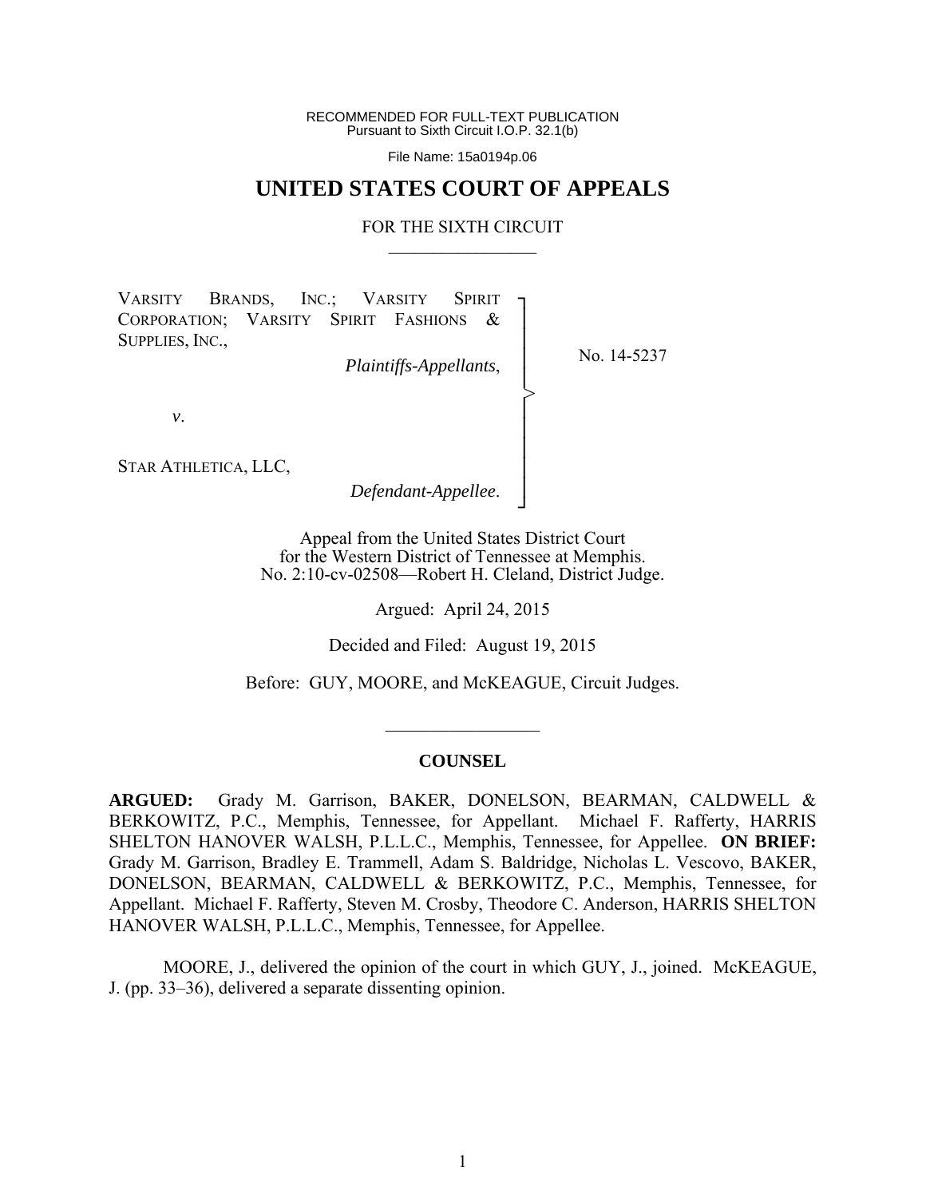RECOMMENDED FOR FULL-TEXT PUBLICATION
Pursuant to Sixth Circuit I.O.P. 32.1(b)

File Name: 15a0194p.06

# UNITED STATES COURT OF APPEALS

FOR THE SIXTH CIRCUIT

---

VARSITY BRANDS, INC.; VARSITY SPIRIT CORPORATION; VARSITY SPIRIT FASHIONS & SUPPLIES, INC.,

*Plaintiffs-Appellants*,

*v*.

STAR ATHLETICA, LLC,

*Defendant-Appellee*.

No. 14-5237

Appeal from the United States District Court
for the Western District of Tennessee at Memphis.
No. 2:10-cv-02508—Robert H. Cleland, District Judge.

Argued: April 24, 2015

Decided and Filed: August 19, 2015

Before: GUY, MOORE, and McKEAGUE, Circuit Judges.

---

## COUNSEL

**ARGUED:** Grady M. Garrison, BAKER, DONELSON, BEARMAN, CALDWELL & BERKOWITZ, P.C., Memphis, Tennessee, for Appellant. Michael F. Rafferty, HARRIS SHELTON HANOVER WALSH, P.L.L.C., Memphis, Tennessee, for Appellee. **ON BRIEF:** Grady M. Garrison, Bradley E. Trammell, Adam S. Baldridge, Nicholas L. Vescovo, BAKER, DONELSON, BEARMAN, CALDWELL & BERKOWITZ, P.C., Memphis, Tennessee, for Appellant. Michael F. Rafferty, Steven M. Crosby, Theodore C. Anderson, HARRIS SHELTON HANOVER WALSH, P.L.L.C., Memphis, Tennessee, for Appellee.

MOORE, J., delivered the opinion of the court in which GUY, J., joined. McKEAGUE, J. (pp. 33–36), delivered a separate dissenting opinion.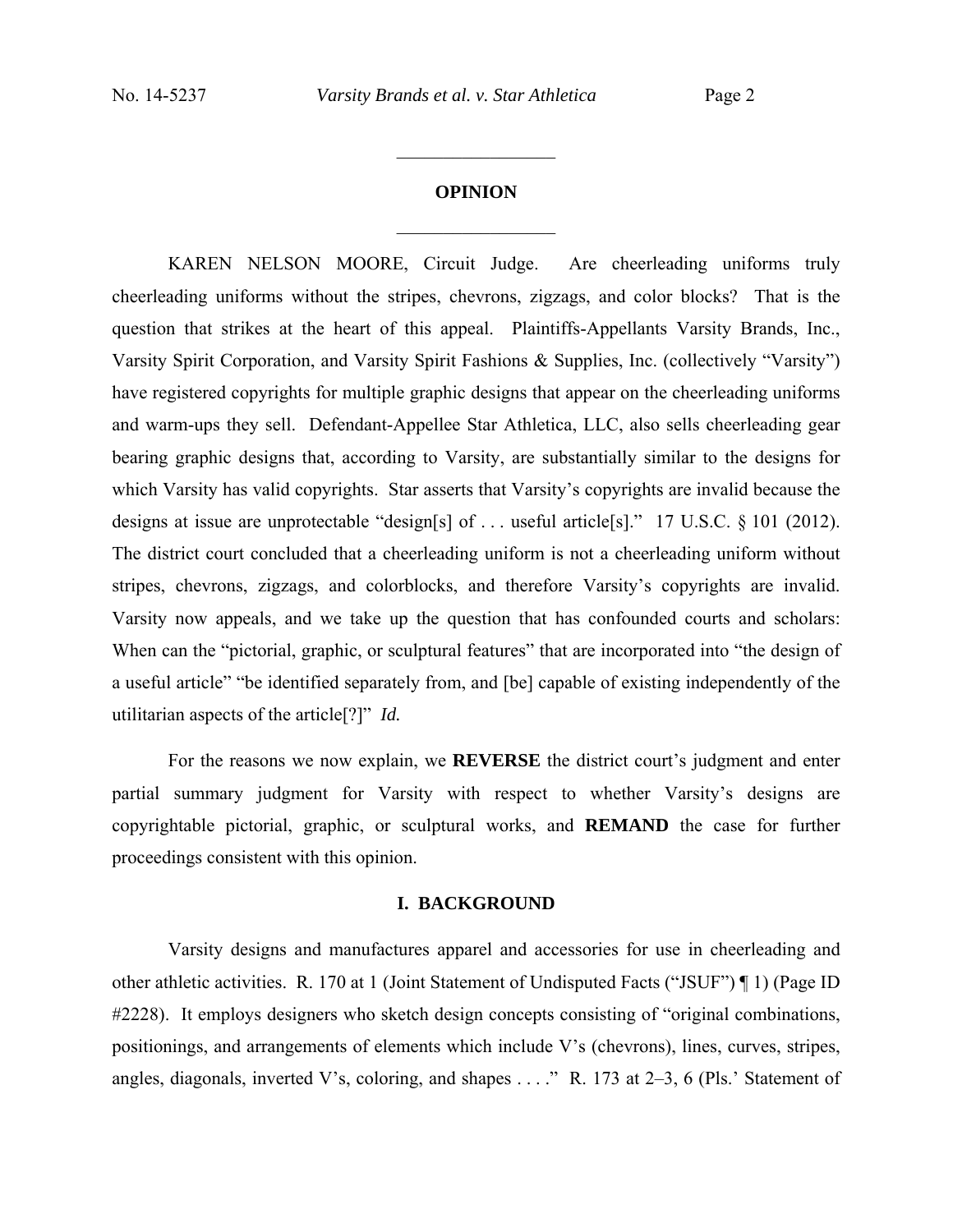## OPINION

KAREN NELSON MOORE, Circuit Judge. Are cheerleading uniforms truly cheerleading uniforms without the stripes, chevrons, zigzags, and color blocks? That is the question that strikes at the heart of this appeal. Plaintiffs-Appellants Varsity Brands, Inc., Varsity Spirit Corporation, and Varsity Spirit Fashions & Supplies, Inc. (collectively "Varsity") have registered copyrights for multiple graphic designs that appear on the cheerleading uniforms and warm-ups they sell. Defendant-Appellee Star Athletica, LLC, also sells cheerleading gear bearing graphic designs that, according to Varsity, are substantially similar to the designs for which Varsity has valid copyrights. Star asserts that Varsity's copyrights are invalid because the designs at issue are unprotectable "design[s] of . . . useful article[s]." 17 U.S.C. § 101 (2012). The district court concluded that a cheerleading uniform is not a cheerleading uniform without stripes, chevrons, zigzags, and colorblocks, and therefore Varsity's copyrights are invalid. Varsity now appeals, and we take up the question that has confounded courts and scholars: When can the "pictorial, graphic, or sculptural features" that are incorporated into "the design of a useful article" "be identified separately from, and [be] capable of existing independently of the utilitarian aspects of the article[?]" *Id.*

For the reasons we now explain, we **REVERSE** the district court's judgment and enter partial summary judgment for Varsity with respect to whether Varsity's designs are copyrightable pictorial, graphic, or sculptural works, and **REMAND** the case for further proceedings consistent with this opinion.

## I. BACKGROUND

Varsity designs and manufactures apparel and accessories for use in cheerleading and other athletic activities. R. 170 at 1 (Joint Statement of Undisputed Facts ("JSUF") ¶ 1) (Page ID #2228). It employs designers who sketch design concepts consisting of "original combinations, positionings, and arrangements of elements which include V's (chevrons), lines, curves, stripes, angles, diagonals, inverted V's, coloring, and shapes . . . ." R. 173 at 2–3, 6 (Pls.' Statement of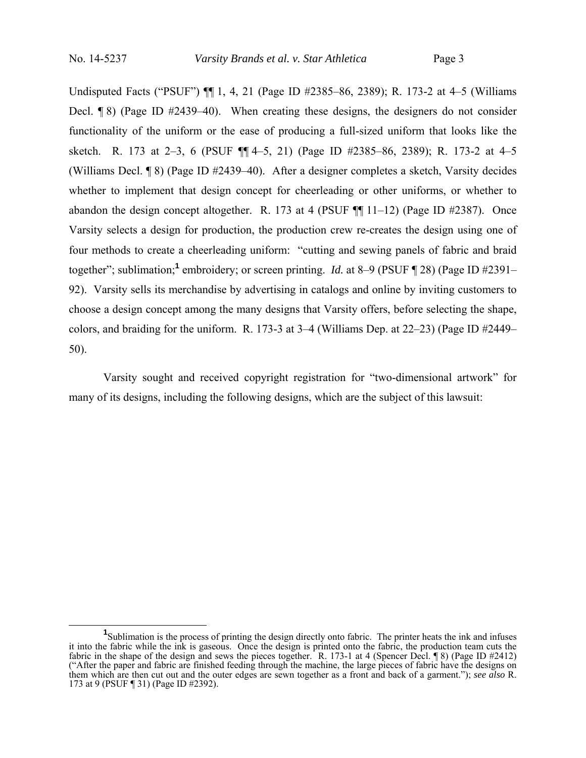Undisputed Facts ("PSUF") ¶¶ 1, 4, 21 (Page ID #2385–86, 2389); R. 173-2 at 4–5 (Williams Decl. ¶ 8) (Page ID #2439–40). When creating these designs, the designers do not consider functionality of the uniform or the ease of producing a full-sized uniform that looks like the sketch. R. 173 at 2–3, 6 (PSUF ¶¶ 4–5, 21) (Page ID #2385–86, 2389); R. 173-2 at 4–5 (Williams Decl. ¶ 8) (Page ID #2439–40). After a designer completes a sketch, Varsity decides whether to implement that design concept for cheerleading or other uniforms, or whether to abandon the design concept altogether. R. 173 at 4 (PSUF ¶¶ 11–12) (Page ID #2387). Once Varsity selects a design for production, the production crew re-creates the design using one of four methods to create a cheerleading uniform: "cutting and sewing panels of fabric and braid together"; sublimation;[1] embroidery; or screen printing. *Id.* at 8–9 (PSUF ¶ 28) (Page ID #2391–92). Varsity sells its merchandise by advertising in catalogs and online by inviting customers to choose a design concept among the many designs that Varsity offers, before selecting the shape, colors, and braiding for the uniform. R. 173-3 at 3–4 (Williams Dep. at 22–23) (Page ID #2449–50).

Varsity sought and received copyright registration for "two-dimensional artwork" for many of its designs, including the following designs, which are the subject of this lawsuit:

[1]Sublimation is the process of printing the design directly onto fabric. The printer heats the ink and infuses it into the fabric while the ink is gaseous. Once the design is printed onto the fabric, the production team cuts the fabric in the shape of the design and sews the pieces together. R. 173-1 at 4 (Spencer Decl. ¶ 8) (Page ID #2412) ("After the paper and fabric are finished feeding through the machine, the large pieces of fabric have the designs on them which are then cut out and the outer edges are sewn together as a front and back of a garment."); *see also* R. 173 at 9 (PSUF ¶ 31) (Page ID #2392).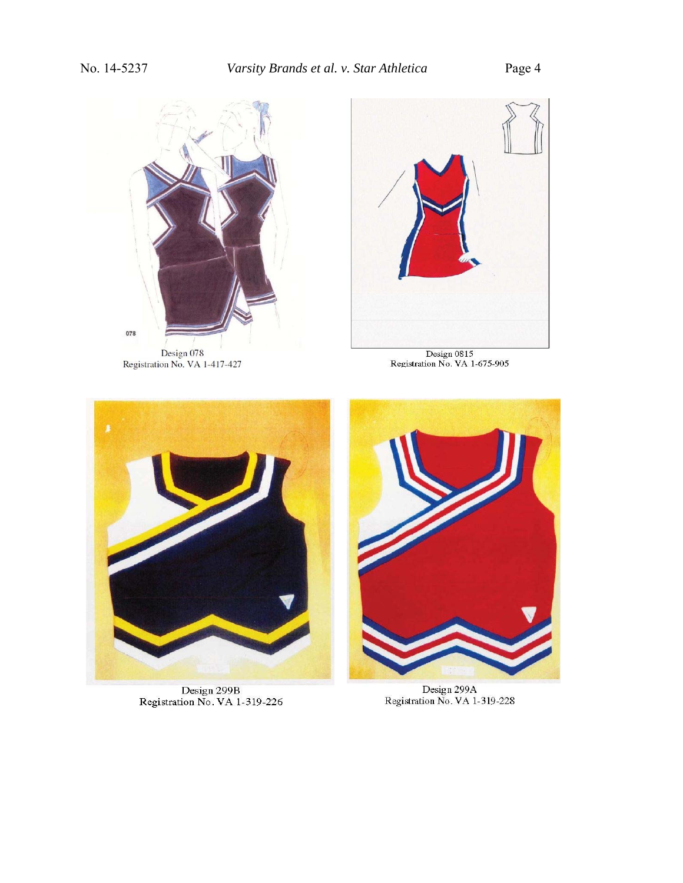Design 078
Registration No. VA 1-417-427

Design 0815
Registration No. VA 1-675-905

Design 299B
Registration No. VA 1-319-226

Design 299A
Registration No. VA 1-319-228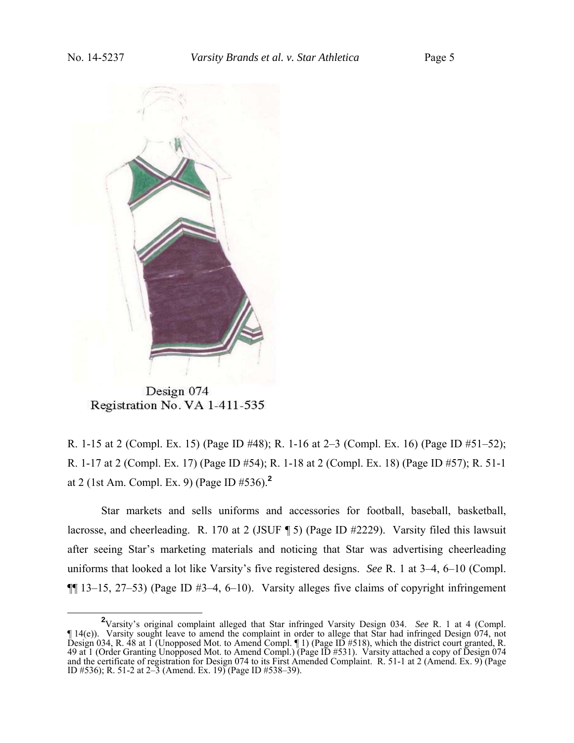Design 074
Registration No. VA 1-411-535

R. 1-15 at 2 (Compl. Ex. 15) (Page ID #48); R. 1-16 at 2–3 (Compl. Ex. 16) (Page ID #51–52); R. 1-17 at 2 (Compl. Ex. 17) (Page ID #54); R. 1-18 at 2 (Compl. Ex. 18) (Page ID #57); R. 51-1 at 2 (1st Am. Compl. Ex. 9) (Page ID #536).[2]

Star markets and sells uniforms and accessories for football, baseball, basketball, lacrosse, and cheerleading. R. 170 at 2 (JSUF ¶ 5) (Page ID #2229). Varsity filed this lawsuit after seeing Star's marketing materials and noticing that Star was advertising cheerleading uniforms that looked a lot like Varsity's five registered designs. *See* R. 1 at 3–4, 6–10 (Compl. ¶¶ 13–15, 27–53) (Page ID #3–4, 6–10). Varsity alleges five claims of copyright infringement

[2] Varsity's original complaint alleged that Star infringed Varsity Design 034. *See* R. 1 at 4 (Compl. ¶ 14(e)). Varsity sought leave to amend the complaint in order to allege that Star had infringed Design 074, not Design 034, R. 48 at 1 (Unopposed Mot. to Amend Compl. ¶ 1) (Page ID #518), which the district court granted, R. 49 at 1 (Order Granting Unopposed Mot. to Amend Compl.) (Page ID #531). Varsity attached a copy of Design 074 and the certificate of registration for Design 074 to its First Amended Complaint. R. 51-1 at 2 (Amend. Ex. 9) (Page ID #536); R. 51-2 at 2–3 (Amend. Ex. 19) (Page ID #538–39).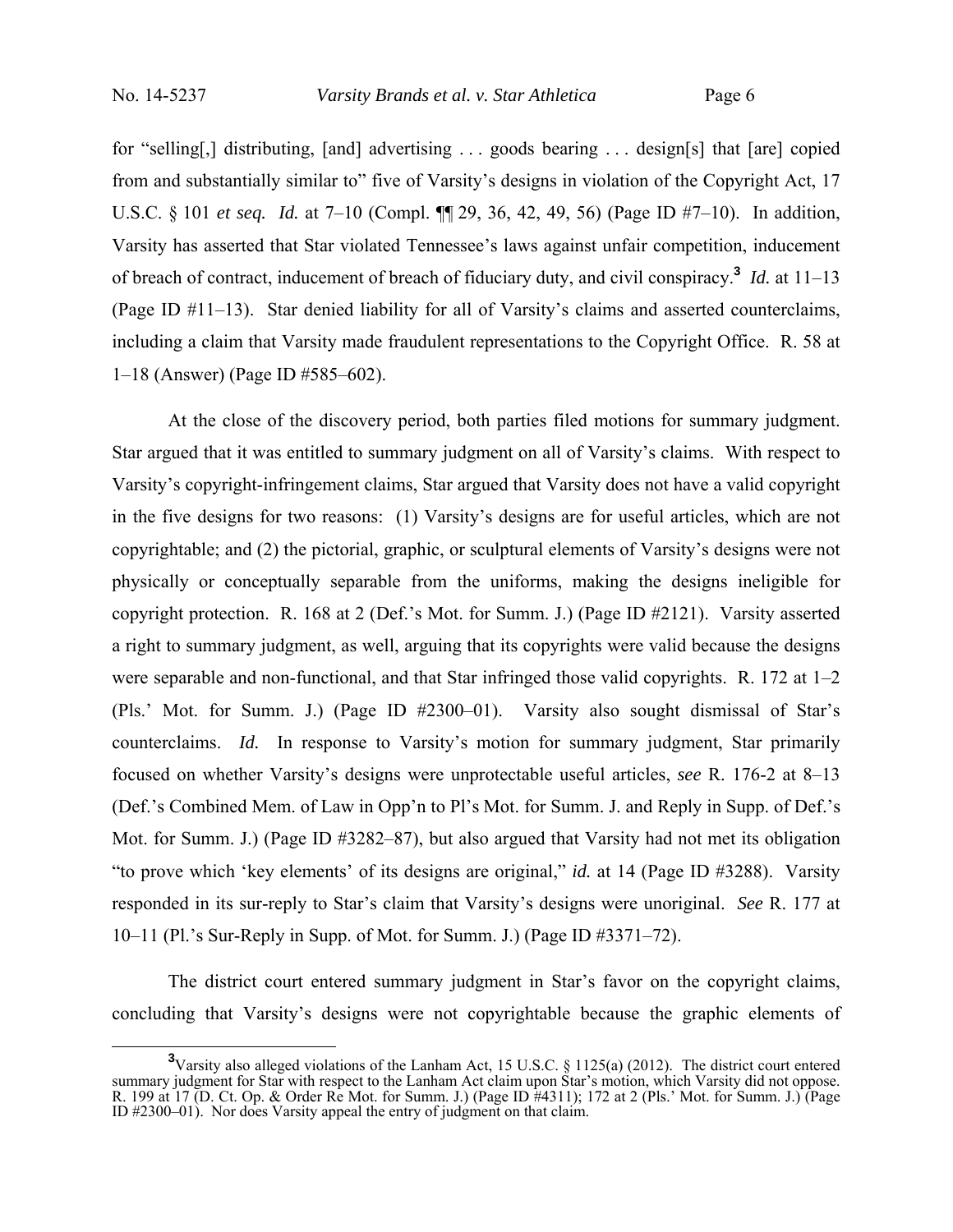for "selling[,] distributing, [and] advertising . . . goods bearing . . . design[s] that [are] copied from and substantially similar to" five of Varsity's designs in violation of the Copyright Act, 17 U.S.C. § 101 *et seq.* *Id.* at 7–10 (Compl. ¶¶ 29, 36, 42, 49, 56) (Page ID #7–10). In addition, Varsity has asserted that Star violated Tennessee's laws against unfair competition, inducement of breach of contract, inducement of breach of fiduciary duty, and civil conspiracy.[3] *Id.* at 11–13 (Page ID #11–13). Star denied liability for all of Varsity's claims and asserted counterclaims, including a claim that Varsity made fraudulent representations to the Copyright Office. R. 58 at 1–18 (Answer) (Page ID #585–602).

At the close of the discovery period, both parties filed motions for summary judgment. Star argued that it was entitled to summary judgment on all of Varsity's claims. With respect to Varsity's copyright-infringement claims, Star argued that Varsity does not have a valid copyright in the five designs for two reasons: (1) Varsity's designs are for useful articles, which are not copyrightable; and (2) the pictorial, graphic, or sculptural elements of Varsity's designs were not physically or conceptually separable from the uniforms, making the designs ineligible for copyright protection. R. 168 at 2 (Def.'s Mot. for Summ. J.) (Page ID #2121). Varsity asserted a right to summary judgment, as well, arguing that its copyrights were valid because the designs were separable and non-functional, and that Star infringed those valid copyrights. R. 172 at 1–2 (Pls.' Mot. for Summ. J.) (Page ID #2300–01). Varsity also sought dismissal of Star's counterclaims. *Id.* In response to Varsity's motion for summary judgment, Star primarily focused on whether Varsity's designs were unprotectable useful articles, *see* R. 176-2 at 8–13 (Def.'s Combined Mem. of Law in Opp'n to Pl's Mot. for Summ. J. and Reply in Supp. of Def.'s Mot. for Summ. J.) (Page ID #3282–87), but also argued that Varsity had not met its obligation "to prove which 'key elements' of its designs are original," *id.* at 14 (Page ID #3288). Varsity responded in its sur-reply to Star's claim that Varsity's designs were unoriginal. *See* R. 177 at 10–11 (Pl.'s Sur-Reply in Supp. of Mot. for Summ. J.) (Page ID #3371–72).

The district court entered summary judgment in Star's favor on the copyright claims, concluding that Varsity's designs were not copyrightable because the graphic elements of

---

[3] Varsity also alleged violations of the Lanham Act, 15 U.S.C. § 1125(a) (2012). The district court entered summary judgment for Star with respect to the Lanham Act claim upon Star's motion, which Varsity did not oppose. R. 199 at 17 (D. Ct. Op. & Order Re Mot. for Summ. J.) (Page ID #4311); 172 at 2 (Pls.' Mot. for Summ. J.) (Page ID #2300–01). Nor does Varsity appeal the entry of judgment on that claim.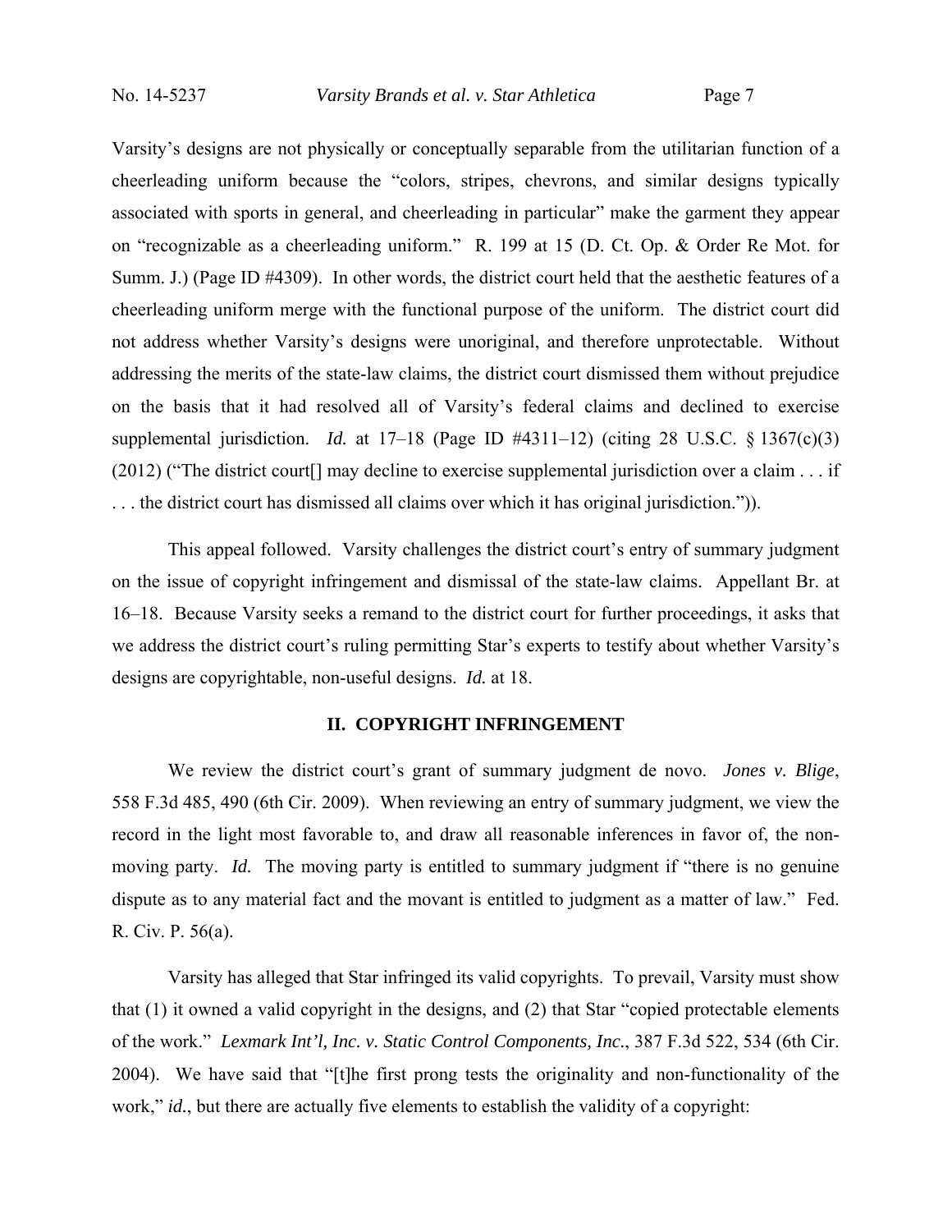Varsity's designs are not physically or conceptually separable from the utilitarian function of a cheerleading uniform because the "colors, stripes, chevrons, and similar designs typically associated with sports in general, and cheerleading in particular" make the garment they appear on "recognizable as a cheerleading uniform." R. 199 at 15 (D. Ct. Op. & Order Re Mot. for Summ. J.) (Page ID #4309). In other words, the district court held that the aesthetic features of a cheerleading uniform merge with the functional purpose of the uniform. The district court did not address whether Varsity's designs were unoriginal, and therefore unprotectable. Without addressing the merits of the state-law claims, the district court dismissed them without prejudice on the basis that it had resolved all of Varsity's federal claims and declined to exercise supplemental jurisdiction. *Id.* at 17–18 (Page ID #4311–12) (citing 28 U.S.C. § 1367(c)(3) (2012) ("The district court[] may decline to exercise supplemental jurisdiction over a claim . . . if . . . the district court has dismissed all claims over which it has original jurisdiction.")).

This appeal followed. Varsity challenges the district court's entry of summary judgment on the issue of copyright infringement and dismissal of the state-law claims. Appellant Br. at 16–18. Because Varsity seeks a remand to the district court for further proceedings, it asks that we address the district court's ruling permitting Star's experts to testify about whether Varsity's designs are copyrightable, non-useful designs. *Id.* at 18.

## II. COPYRIGHT INFRINGEMENT

We review the district court's grant of summary judgment de novo. *Jones v. Blige*, 558 F.3d 485, 490 (6th Cir. 2009). When reviewing an entry of summary judgment, we view the record in the light most favorable to, and draw all reasonable inferences in favor of, the non-moving party. *Id.* The moving party is entitled to summary judgment if "there is no genuine dispute as to any material fact and the movant is entitled to judgment as a matter of law." Fed. R. Civ. P. 56(a).

Varsity has alleged that Star infringed its valid copyrights. To prevail, Varsity must show that (1) it owned a valid copyright in the designs, and (2) that Star "copied protectable elements of the work." *Lexmark Int'l, Inc. v. Static Control Components, Inc.*, 387 F.3d 522, 534 (6th Cir. 2004). We have said that "[t]he first prong tests the originality and non-functionality of the work," *id.*, but there are actually five elements to establish the validity of a copyright: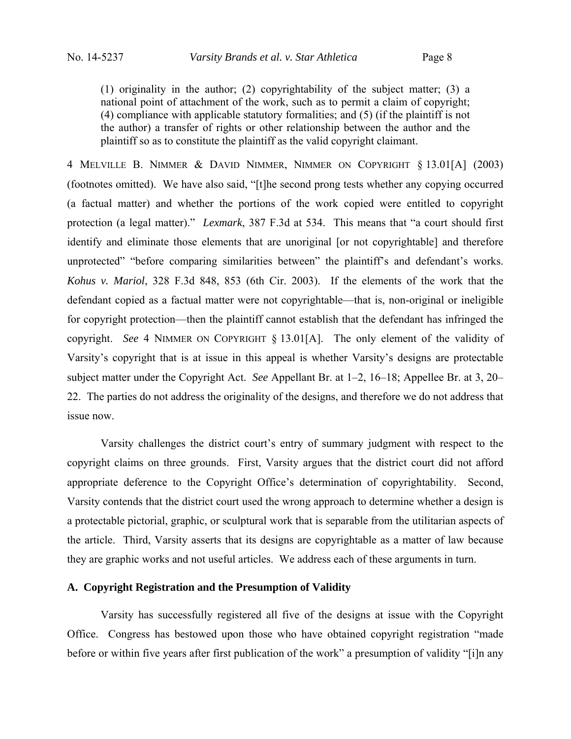> (1) originality in the author; (2) copyrightability of the subject matter; (3) a national point of attachment of the work, such as to permit a claim of copyright; (4) compliance with applicable statutory formalities; and (5) (if the plaintiff is not the author) a transfer of rights or other relationship between the author and the plaintiff so as to constitute the plaintiff as the valid copyright claimant.

4 MELVILLE B. NIMMER & DAVID NIMMER, NIMMER ON COPYRIGHT § 13.01[A] (2003) (footnotes omitted). We have also said, "[t]he second prong tests whether any copying occurred (a factual matter) and whether the portions of the work copied were entitled to copyright protection (a legal matter)." *Lexmark*, 387 F.3d at 534. This means that "a court should first identify and eliminate those elements that are unoriginal [or not copyrightable] and therefore unprotected" "before comparing similarities between" the plaintiff's and defendant's works. *Kohus v. Mariol*, 328 F.3d 848, 853 (6th Cir. 2003). If the elements of the work that the defendant copied as a factual matter were not copyrightable—that is, non-original or ineligible for copyright protection—then the plaintiff cannot establish that the defendant has infringed the copyright. *See* 4 NIMMER ON COPYRIGHT § 13.01[A]. The only element of the validity of Varsity's copyright that is at issue in this appeal is whether Varsity's designs are protectable subject matter under the Copyright Act. *See* Appellant Br. at 1–2, 16–18; Appellee Br. at 3, 20–22. The parties do not address the originality of the designs, and therefore we do not address that issue now.

Varsity challenges the district court's entry of summary judgment with respect to the copyright claims on three grounds. First, Varsity argues that the district court did not afford appropriate deference to the Copyright Office's determination of copyrightability. Second, Varsity contends that the district court used the wrong approach to determine whether a design is a protectable pictorial, graphic, or sculptural work that is separable from the utilitarian aspects of the article. Third, Varsity asserts that its designs are copyrightable as a matter of law because they are graphic works and not useful articles. We address each of these arguments in turn.

**A. Copyright Registration and the Presumption of Validity**

Varsity has successfully registered all five of the designs at issue with the Copyright Office. Congress has bestowed upon those who have obtained copyright registration "made before or within five years after first publication of the work" a presumption of validity "[i]n any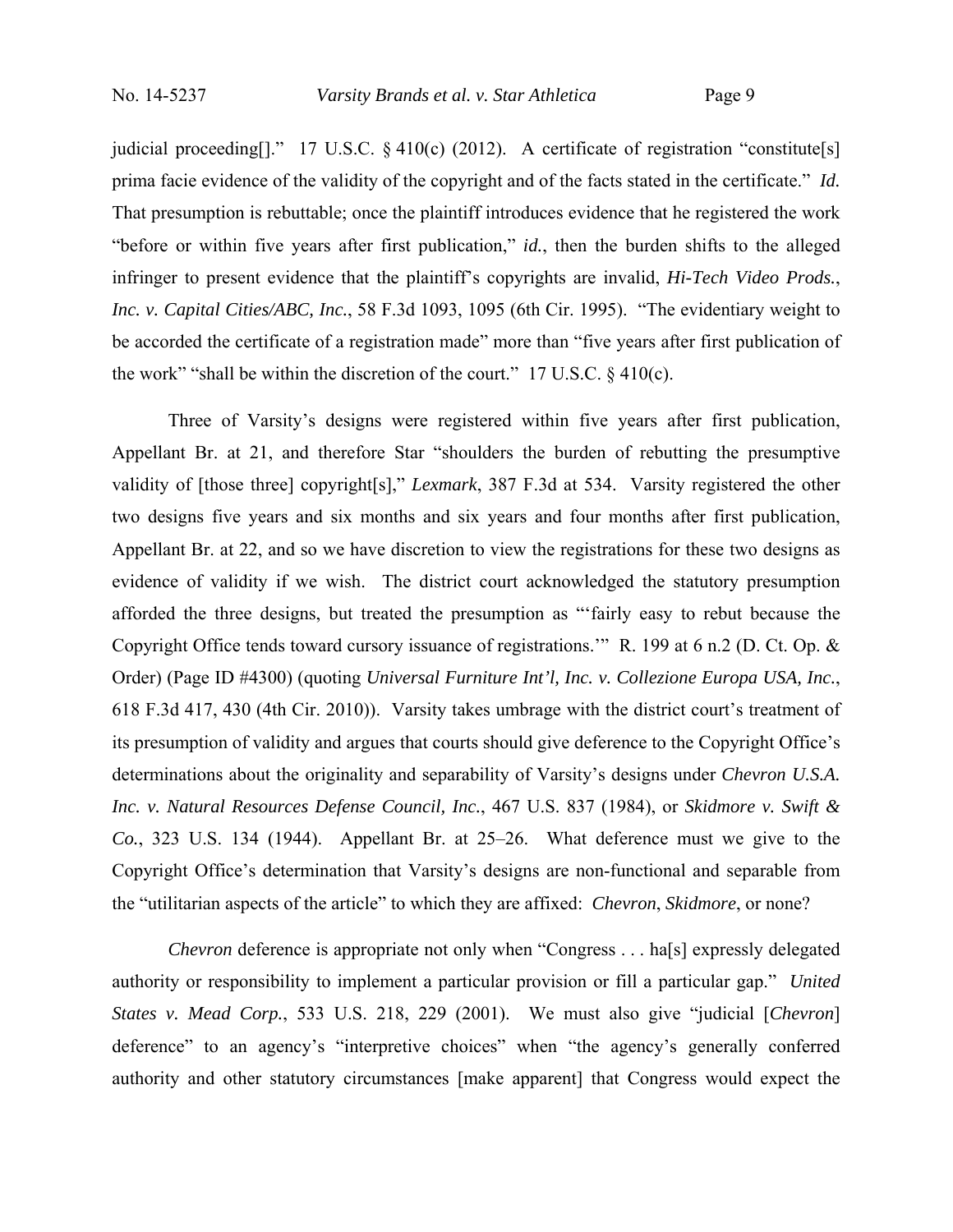judicial proceeding[]." 17 U.S.C. § 410(c) (2012). A certificate of registration "constitute[s] prima facie evidence of the validity of the copyright and of the facts stated in the certificate." *Id.* That presumption is rebuttable; once the plaintiff introduces evidence that he registered the work "before or within five years after first publication," *id.*, then the burden shifts to the alleged infringer to present evidence that the plaintiff's copyrights are invalid, *Hi-Tech Video Prods., Inc. v. Capital Cities/ABC, Inc.*, 58 F.3d 1093, 1095 (6th Cir. 1995). "The evidentiary weight to be accorded the certificate of a registration made" more than "five years after first publication of the work" "shall be within the discretion of the court." 17 U.S.C. § 410(c).

Three of Varsity's designs were registered within five years after first publication, Appellant Br. at 21, and therefore Star "shoulders the burden of rebutting the presumptive validity of [those three] copyright[s]," *Lexmark*, 387 F.3d at 534. Varsity registered the other two designs five years and six months and six years and four months after first publication, Appellant Br. at 22, and so we have discretion to view the registrations for these two designs as evidence of validity if we wish. The district court acknowledged the statutory presumption afforded the three designs, but treated the presumption as "'fairly easy to rebut because the Copyright Office tends toward cursory issuance of registrations.'" R. 199 at 6 n.2 (D. Ct. Op. & Order) (Page ID #4300) (quoting *Universal Furniture Int'l, Inc. v. Collezione Europa USA, Inc.*, 618 F.3d 417, 430 (4th Cir. 2010)). Varsity takes umbrage with the district court's treatment of its presumption of validity and argues that courts should give deference to the Copyright Office's determinations about the originality and separability of Varsity's designs under *Chevron U.S.A. Inc. v. Natural Resources Defense Council, Inc.*, 467 U.S. 837 (1984), or *Skidmore v. Swift & Co.*, 323 U.S. 134 (1944). Appellant Br. at 25–26. What deference must we give to the Copyright Office's determination that Varsity's designs are non-functional and separable from the "utilitarian aspects of the article" to which they are affixed: *Chevron*, *Skidmore*, or none?

*Chevron* deference is appropriate not only when "Congress . . . ha[s] expressly delegated authority or responsibility to implement a particular provision or fill a particular gap." *United States v. Mead Corp.*, 533 U.S. 218, 229 (2001). We must also give "judicial [*Chevron*] deference" to an agency's "interpretive choices" when "the agency's generally conferred authority and other statutory circumstances [make apparent] that Congress would expect the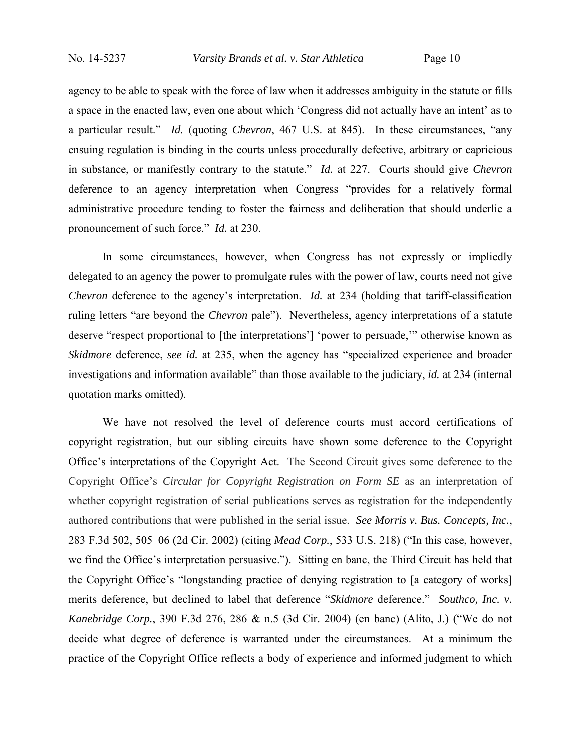agency to be able to speak with the force of law when it addresses ambiguity in the statute or fills a space in the enacted law, even one about which 'Congress did not actually have an intent' as to a particular result." *Id.* (quoting *Chevron*, 467 U.S. at 845). In these circumstances, "any ensuing regulation is binding in the courts unless procedurally defective, arbitrary or capricious in substance, or manifestly contrary to the statute." *Id.* at 227. Courts should give *Chevron* deference to an agency interpretation when Congress "provides for a relatively formal administrative procedure tending to foster the fairness and deliberation that should underlie a pronouncement of such force." *Id.* at 230.

In some circumstances, however, when Congress has not expressly or impliedly delegated to an agency the power to promulgate rules with the power of law, courts need not give *Chevron* deference to the agency's interpretation. *Id.* at 234 (holding that tariff-classification ruling letters "are beyond the *Chevron* pale"). Nevertheless, agency interpretations of a statute deserve "respect proportional to [the interpretations'] 'power to persuade,'" otherwise known as *Skidmore* deference, *see id.* at 235, when the agency has "specialized experience and broader investigations and information available" than those available to the judiciary, *id.* at 234 (internal quotation marks omitted).

We have not resolved the level of deference courts must accord certifications of copyright registration, but our sibling circuits have shown some deference to the Copyright Office's interpretations of the Copyright Act. The Second Circuit gives some deference to the Copyright Office's *Circular for Copyright Registration on Form SE* as an interpretation of whether copyright registration of serial publications serves as registration for the independently authored contributions that were published in the serial issue. *See Morris v. Bus. Concepts, Inc.*, 283 F.3d 502, 505–06 (2d Cir. 2002) (citing *Mead Corp.*, 533 U.S. 218) ("In this case, however, we find the Office's interpretation persuasive."). Sitting en banc, the Third Circuit has held that the Copyright Office's "longstanding practice of denying registration to [a category of works] merits deference, but declined to label that deference "*Skidmore* deference." *Southco, Inc. v. Kanebridge Corp.*, 390 F.3d 276, 286 & n.5 (3d Cir. 2004) (en banc) (Alito, J.) ("We do not decide what degree of deference is warranted under the circumstances. At a minimum the practice of the Copyright Office reflects a body of experience and informed judgment to which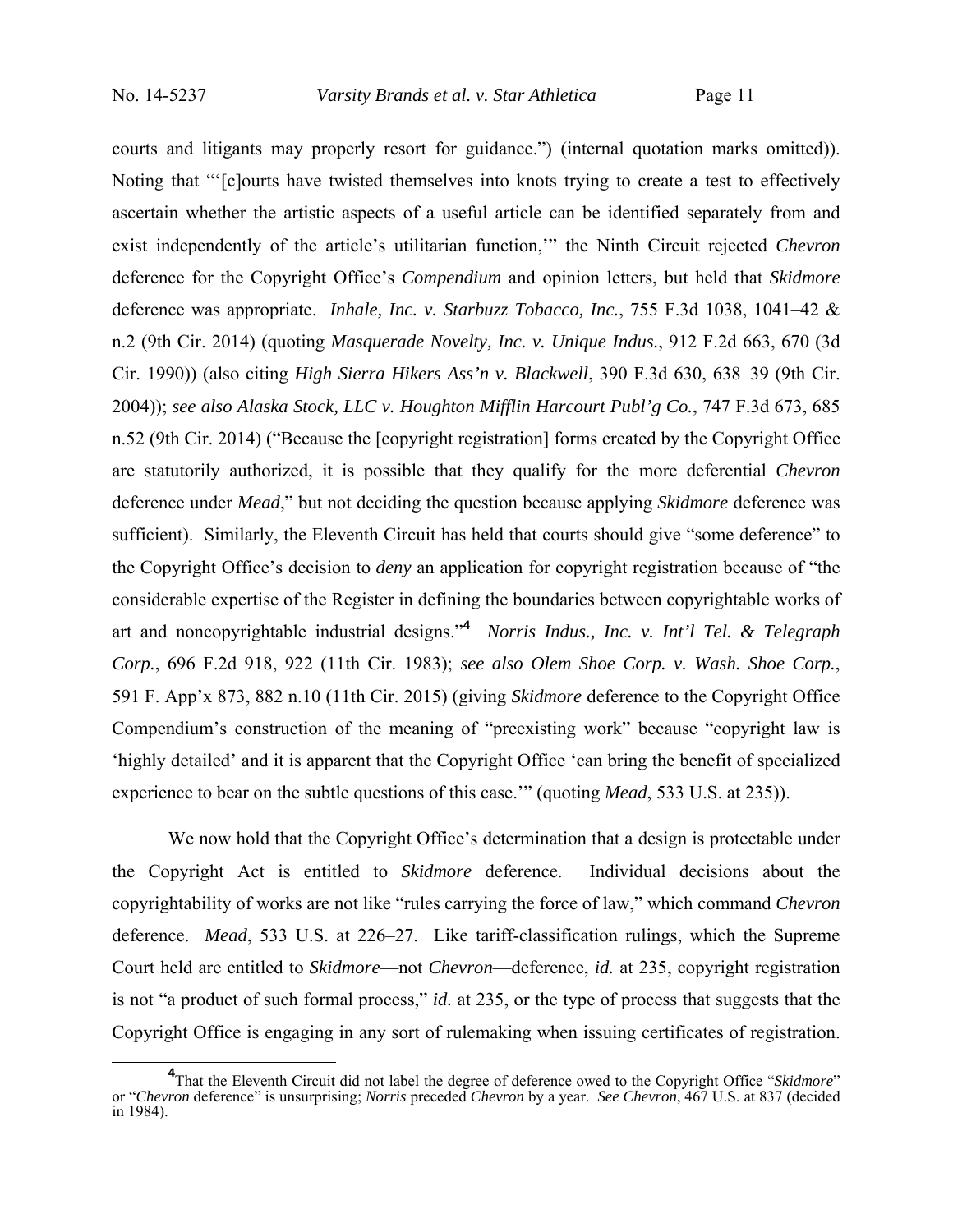courts and litigants may properly resort for guidance.") (internal quotation marks omitted)). Noting that "'[c]ourts have twisted themselves into knots trying to create a test to effectively ascertain whether the artistic aspects of a useful article can be identified separately from and exist independently of the article's utilitarian function,'" the Ninth Circuit rejected *Chevron* deference for the Copyright Office's *Compendium* and opinion letters, but held that *Skidmore* deference was appropriate. *Inhale, Inc. v. Starbuzz Tobacco, Inc.*, 755 F.3d 1038, 1041–42 & n.2 (9th Cir. 2014) (quoting *Masquerade Novelty, Inc. v. Unique Indus.*, 912 F.2d 663, 670 (3d Cir. 1990)) (also citing *High Sierra Hikers Ass'n v. Blackwell*, 390 F.3d 630, 638–39 (9th Cir. 2004)); *see also Alaska Stock, LLC v. Houghton Mifflin Harcourt Publ'g Co.*, 747 F.3d 673, 685 n.52 (9th Cir. 2014) ("Because the [copyright registration] forms created by the Copyright Office are statutorily authorized, it is possible that they qualify for the more deferential *Chevron* deference under *Mead*," but not deciding the question because applying *Skidmore* deference was sufficient). Similarly, the Eleventh Circuit has held that courts should give "some deference" to the Copyright Office's decision to *deny* an application for copyright registration because of "the considerable expertise of the Register in defining the boundaries between copyrightable works of art and noncopyrightable industrial designs."[4] *Norris Indus., Inc. v. Int'l Tel. & Telegraph Corp.*, 696 F.2d 918, 922 (11th Cir. 1983); *see also Olem Shoe Corp. v. Wash. Shoe Corp.*, 591 F. App'x 873, 882 n.10 (11th Cir. 2015) (giving *Skidmore* deference to the Copyright Office Compendium's construction of the meaning of "preexisting work" because "copyright law is 'highly detailed' and it is apparent that the Copyright Office 'can bring the benefit of specialized experience to bear on the subtle questions of this case.'" (quoting *Mead*, 533 U.S. at 235)).

We now hold that the Copyright Office's determination that a design is protectable under the Copyright Act is entitled to *Skidmore* deference. Individual decisions about the copyrightability of works are not like "rules carrying the force of law," which command *Chevron* deference. *Mead*, 533 U.S. at 226–27. Like tariff-classification rulings, which the Supreme Court held are entitled to *Skidmore*—not *Chevron*—deference, *id.* at 235, copyright registration is not "a product of such formal process," *id.* at 235, or the type of process that suggests that the Copyright Office is engaging in any sort of rulemaking when issuing certificates of registration.

[4] That the Eleventh Circuit did not label the degree of deference owed to the Copyright Office "*Skidmore*" or "*Chevron* deference" is unsurprising; *Norris* preceded *Chevron* by a year. *See Chevron*, 467 U.S. at 837 (decided in 1984).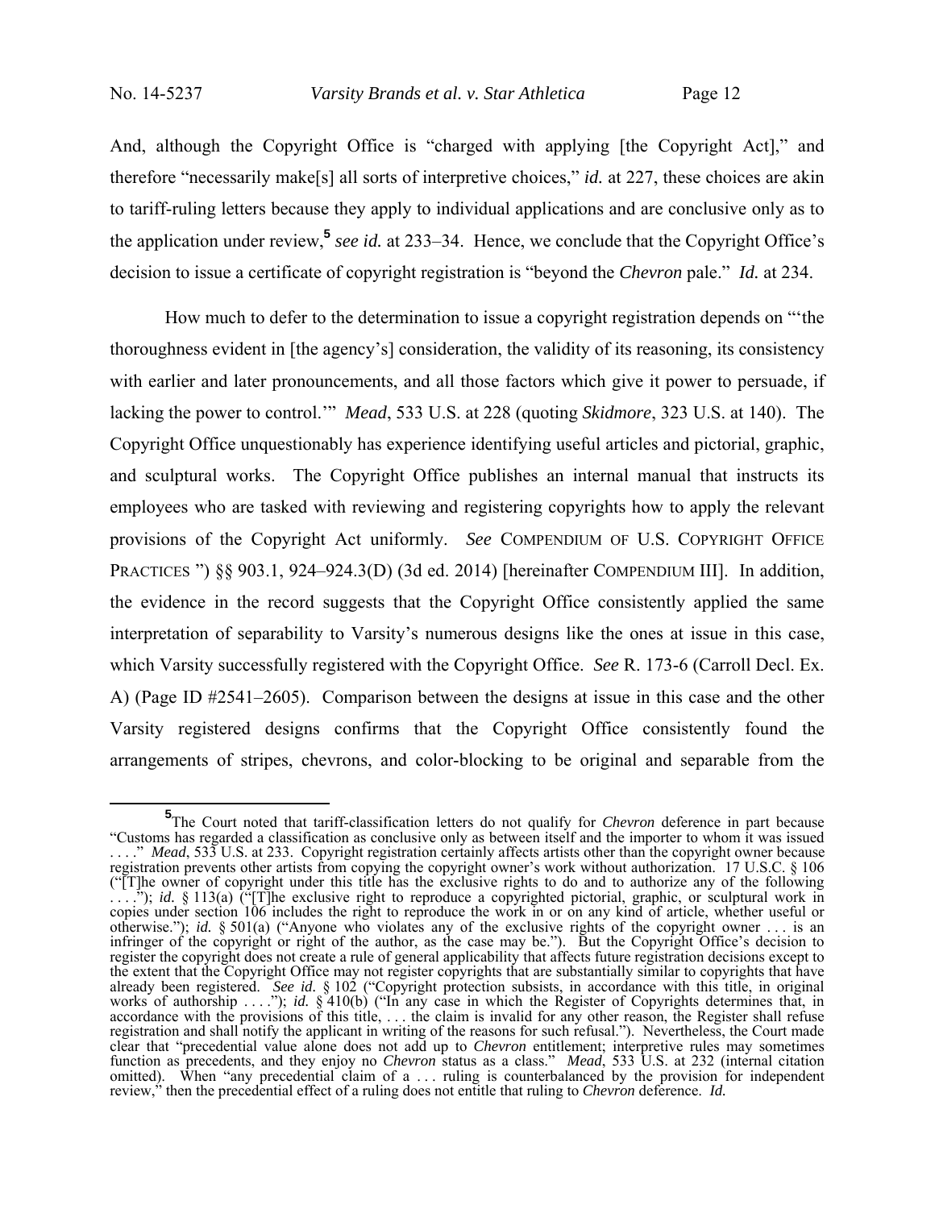And, although the Copyright Office is "charged with applying [the Copyright Act]," and therefore "necessarily make[s] all sorts of interpretive choices," *id.* at 227, these choices are akin to tariff-ruling letters because they apply to individual applications and are conclusive only as to the application under review,[5] *see id.* at 233–34. Hence, we conclude that the Copyright Office's decision to issue a certificate of copyright registration is "beyond the *Chevron* pale." *Id.* at 234.

How much to defer to the determination to issue a copyright registration depends on "'the thoroughness evident in [the agency's] consideration, the validity of its reasoning, its consistency with earlier and later pronouncements, and all those factors which give it power to persuade, if lacking the power to control.'" *Mead*, 533 U.S. at 228 (quoting *Skidmore*, 323 U.S. at 140). The Copyright Office unquestionably has experience identifying useful articles and pictorial, graphic, and sculptural works. The Copyright Office publishes an internal manual that instructs its employees who are tasked with reviewing and registering copyrights how to apply the relevant provisions of the Copyright Act uniformly. *See* COMPENDIUM OF U.S. COPYRIGHT OFFICE PRACTICES ") §§ 903.1, 924–924.3(D) (3d ed. 2014) [hereinafter COMPENDIUM III]. In addition, the evidence in the record suggests that the Copyright Office consistently applied the same interpretation of separability to Varsity's numerous designs like the ones at issue in this case, which Varsity successfully registered with the Copyright Office. *See* R. 173-6 (Carroll Decl. Ex. A) (Page ID #2541–2605). Comparison between the designs at issue in this case and the other Varsity registered designs confirms that the Copyright Office consistently found the arrangements of stripes, chevrons, and color-blocking to be original and separable from the

---

[5] The Court noted that tariff-classification letters do not qualify for *Chevron* deference in part because "Customs has regarded a classification as conclusive only as between itself and the importer to whom it was issued . . . ." *Mead*, 533 U.S. at 233. Copyright registration certainly affects artists other than the copyright owner because registration prevents other artists from copying the copyright owner's work without authorization. 17 U.S.C. § 106 ("[T]he owner of copyright under this title has the exclusive rights to do and to authorize any of the following . . . ."); *id.* § 113(a) ("[T]he exclusive right to reproduce a copyrighted pictorial, graphic, or sculptural work in copies under section 106 includes the right to reproduce the work in or on any kind of article, whether useful or otherwise."); *id.* § 501(a) ("Anyone who violates any of the exclusive rights of the copyright owner . . . is an infringer of the copyright or right of the author, as the case may be."). But the Copyright Office's decision to register the copyright does not create a rule of general applicability that affects future registration decisions except to the extent that the Copyright Office may not register copyrights that are substantially similar to copyrights that have already been registered. *See id.* § 102 ("Copyright protection subsists, in accordance with this title, in original works of authorship . . . ."); *id.* § 410(b) ("In any case in which the Register of Copyrights determines that, in accordance with the provisions of this title, . . . the claim is invalid for any other reason, the Register shall refuse registration and shall notify the applicant in writing of the reasons for such refusal."). Nevertheless, the Court made clear that "precedential value alone does not add up to *Chevron* entitlement; interpretive rules may sometimes function as precedents, and they enjoy no *Chevron* status as a class." *Mead*, 533 U.S. at 232 (internal citation omitted). When "any precedential claim of a . . . ruling is counterbalanced by the provision for independent review," then the precedential effect of a ruling does not entitle that ruling to *Chevron* deference. *Id.*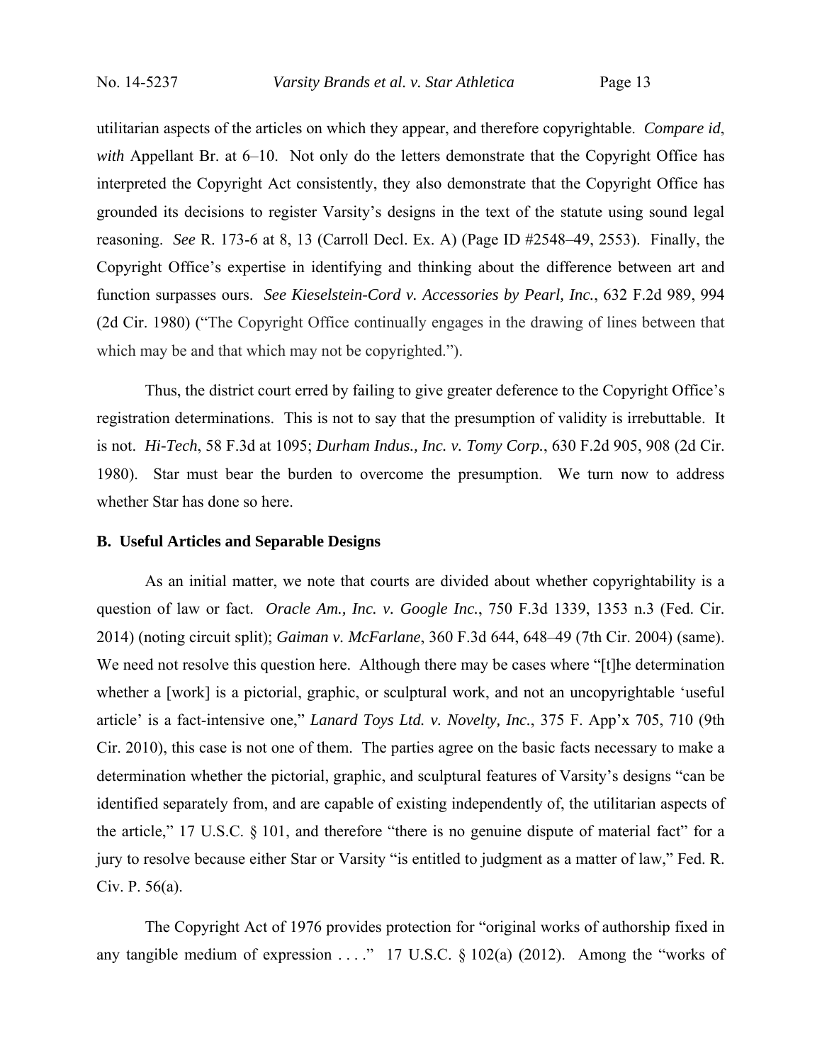utilitarian aspects of the articles on which they appear, and therefore copyrightable. *Compare id*, *with* Appellant Br. at 6–10. Not only do the letters demonstrate that the Copyright Office has interpreted the Copyright Act consistently, they also demonstrate that the Copyright Office has grounded its decisions to register Varsity's designs in the text of the statute using sound legal reasoning. *See* R. 173-6 at 8, 13 (Carroll Decl. Ex. A) (Page ID #2548–49, 2553). Finally, the Copyright Office's expertise in identifying and thinking about the difference between art and function surpasses ours. *See Kieselstein-Cord v. Accessories by Pearl, Inc.*, 632 F.2d 989, 994 (2d Cir. 1980) ("The Copyright Office continually engages in the drawing of lines between that which may be and that which may not be copyrighted.").

Thus, the district court erred by failing to give greater deference to the Copyright Office's registration determinations. This is not to say that the presumption of validity is irrebuttable. It is not. *Hi-Tech*, 58 F.3d at 1095; *Durham Indus., Inc. v. Tomy Corp.*, 630 F.2d 905, 908 (2d Cir. 1980). Star must bear the burden to overcome the presumption. We turn now to address whether Star has done so here.

**B. Useful Articles and Separable Designs**

As an initial matter, we note that courts are divided about whether copyrightability is a question of law or fact. *Oracle Am., Inc. v. Google Inc.*, 750 F.3d 1339, 1353 n.3 (Fed. Cir. 2014) (noting circuit split); *Gaiman v. McFarlane*, 360 F.3d 644, 648–49 (7th Cir. 2004) (same). We need not resolve this question here. Although there may be cases where "[t]he determination whether a [work] is a pictorial, graphic, or sculptural work, and not an uncopyrightable 'useful article' is a fact-intensive one," *Lanard Toys Ltd. v. Novelty, Inc.*, 375 F. App'x 705, 710 (9th Cir. 2010), this case is not one of them. The parties agree on the basic facts necessary to make a determination whether the pictorial, graphic, and sculptural features of Varsity's designs "can be identified separately from, and are capable of existing independently of, the utilitarian aspects of the article," 17 U.S.C. § 101, and therefore "there is no genuine dispute of material fact" for a jury to resolve because either Star or Varsity "is entitled to judgment as a matter of law," Fed. R. Civ. P. 56(a).

The Copyright Act of 1976 provides protection for "original works of authorship fixed in any tangible medium of expression . . . ." 17 U.S.C. § 102(a) (2012). Among the "works of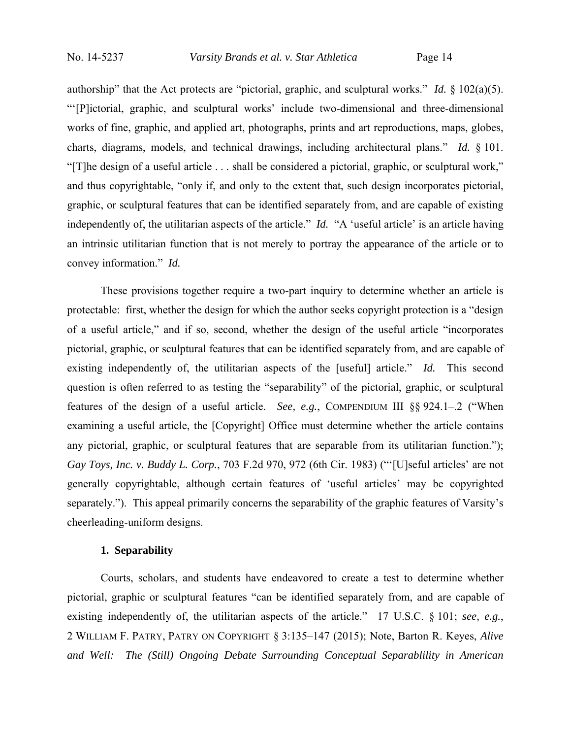authorship" that the Act protects are "pictorial, graphic, and sculptural works." *Id.* § 102(a)(5). "'[P]ictorial, graphic, and sculptural works' include two-dimensional and three-dimensional works of fine, graphic, and applied art, photographs, prints and art reproductions, maps, globes, charts, diagrams, models, and technical drawings, including architectural plans." *Id.* § 101. "[T]he design of a useful article . . . shall be considered a pictorial, graphic, or sculptural work," and thus copyrightable, "only if, and only to the extent that, such design incorporates pictorial, graphic, or sculptural features that can be identified separately from, and are capable of existing independently of, the utilitarian aspects of the article." *Id.* "A 'useful article' is an article having an intrinsic utilitarian function that is not merely to portray the appearance of the article or to convey information." *Id.*

These provisions together require a two-part inquiry to determine whether an article is protectable: first, whether the design for which the author seeks copyright protection is a "design of a useful article," and if so, second, whether the design of the useful article "incorporates pictorial, graphic, or sculptural features that can be identified separately from, and are capable of existing independently of, the utilitarian aspects of the [useful] article." *Id.* This second question is often referred to as testing the "separability" of the pictorial, graphic, or sculptural features of the design of a useful article. *See, e.g.*, COMPENDIUM III §§ 924.1–.2 ("When examining a useful article, the [Copyright] Office must determine whether the article contains any pictorial, graphic, or sculptural features that are separable from its utilitarian function."); *Gay Toys, Inc. v. Buddy L. Corp.*, 703 F.2d 970, 972 (6th Cir. 1983) ("'[U]seful articles' are not generally copyrightable, although certain features of 'useful articles' may be copyrighted separately."). This appeal primarily concerns the separability of the graphic features of Varsity's cheerleading-uniform designs.

### 1. Separability

Courts, scholars, and students have endeavored to create a test to determine whether pictorial, graphic or sculptural features "can be identified separately from, and are capable of existing independently of, the utilitarian aspects of the article." 17 U.S.C. § 101; *see, e.g.*, 2 WILLIAM F. PATRY, PATRY ON COPYRIGHT § 3:135–147 (2015); Note, Barton R. Keyes, *Alive and Well: The (Still) Ongoing Debate Surrounding Conceptual Separablility in American*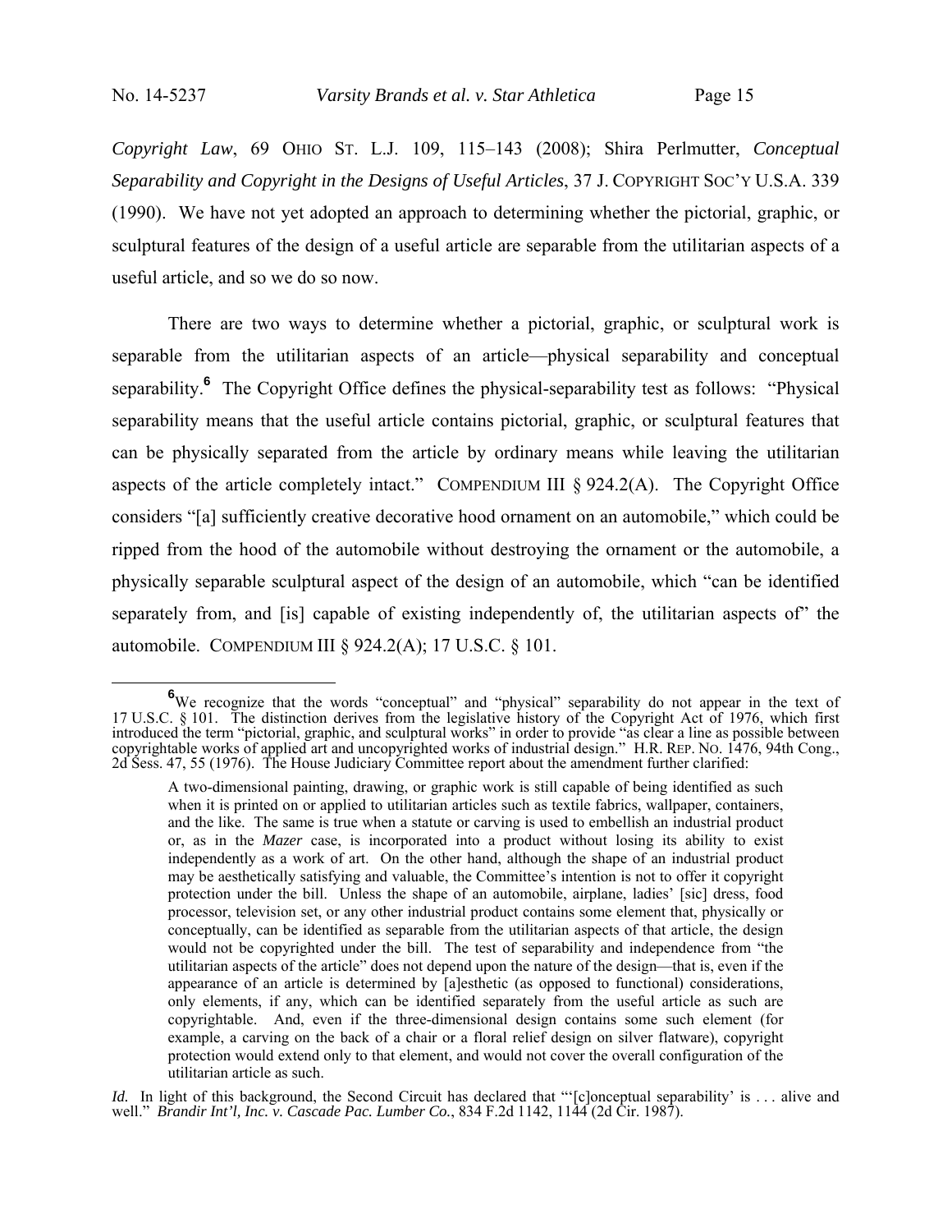*Copyright Law*, 69 OHIO ST. L.J. 109, 115–143 (2008); Shira Perlmutter, *Conceptual Separability and Copyright in the Designs of Useful Articles*, 37 J. COPYRIGHT SOC'Y U.S.A. 339 (1990). We have not yet adopted an approach to determining whether the pictorial, graphic, or sculptural features of the design of a useful article are separable from the utilitarian aspects of a useful article, and so we do so now.

There are two ways to determine whether a pictorial, graphic, or sculptural work is separable from the utilitarian aspects of an article—physical separability and conceptual separability.[6] The Copyright Office defines the physical-separability test as follows: "Physical separability means that the useful article contains pictorial, graphic, or sculptural features that can be physically separated from the article by ordinary means while leaving the utilitarian aspects of the article completely intact." COMPENDIUM III § 924.2(A). The Copyright Office considers "[a] sufficiently creative decorative hood ornament on an automobile," which could be ripped from the hood of the automobile without destroying the ornament or the automobile, a physically separable sculptural aspect of the design of an automobile, which "can be identified separately from, and [is] capable of existing independently of, the utilitarian aspects of" the automobile. COMPENDIUM III § 924.2(A); 17 U.S.C. § 101.

---

[6]We recognize that the words "conceptual" and "physical" separability do not appear in the text of 17 U.S.C. § 101. The distinction derives from the legislative history of the Copyright Act of 1976, which first introduced the term "pictorial, graphic, and sculptural works" in order to provide "as clear a line as possible between copyrightable works of applied art and uncopyrighted works of industrial design." H.R. REP. NO. 1476, 94th Cong., 2d Sess. 47, 55 (1976). The House Judiciary Committee report about the amendment further clarified:

> A two-dimensional painting, drawing, or graphic work is still capable of being identified as such when it is printed on or applied to utilitarian articles such as textile fabrics, wallpaper, containers, and the like. The same is true when a statute or carving is used to embellish an industrial product or, as in the *Mazer* case, is incorporated into a product without losing its ability to exist independently as a work of art. On the other hand, although the shape of an industrial product may be aesthetically satisfying and valuable, the Committee's intention is not to offer it copyright protection under the bill. Unless the shape of an automobile, airplane, ladies' [sic] dress, food processor, television set, or any other industrial product contains some element that, physically or conceptually, can be identified as separable from the utilitarian aspects of that article, the design would not be copyrighted under the bill. The test of separability and independence from "the utilitarian aspects of the article" does not depend upon the nature of the design—that is, even if the appearance of an article is determined by [a]esthetic (as opposed to functional) considerations, only elements, if any, which can be identified separately from the useful article as such are copyrightable. And, even if the three-dimensional design contains some such element (for example, a carving on the back of a chair or a floral relief design on silver flatware), copyright protection would extend only to that element, and would not cover the overall configuration of the utilitarian article as such.

*Id.* In light of this background, the Second Circuit has declared that "'[c]onceptual separability' is . . . alive and well." *Brandir Int'l, Inc. v. Cascade Pac. Lumber Co.*, 834 F.2d 1142, 1144 (2d Cir. 1987).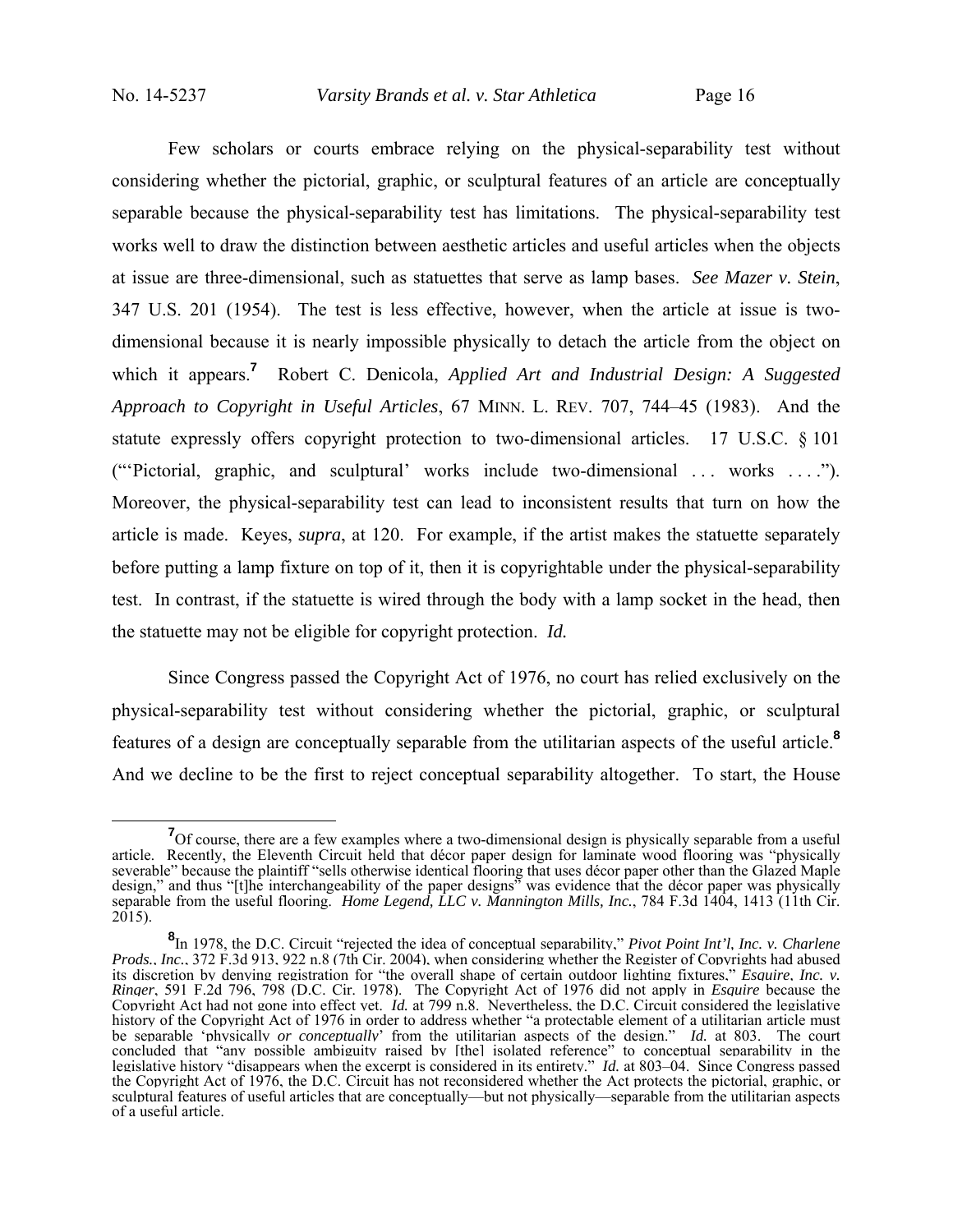Few scholars or courts embrace relying on the physical-separability test without considering whether the pictorial, graphic, or sculptural features of an article are conceptually separable because the physical-separability test has limitations. The physical-separability test works well to draw the distinction between aesthetic articles and useful articles when the objects at issue are three-dimensional, such as statuettes that serve as lamp bases. *See Mazer v. Stein*, 347 U.S. 201 (1954). The test is less effective, however, when the article at issue is two-dimensional because it is nearly impossible physically to detach the article from the object on which it appears.[7] Robert C. Denicola, *Applied Art and Industrial Design: A Suggested Approach to Copyright in Useful Articles*, 67 MINN. L. REV. 707, 744–45 (1983). And the statute expressly offers copyright protection to two-dimensional articles. 17 U.S.C. § 101 ("'Pictorial, graphic, and sculptural' works include two-dimensional . . . works . . . ."). Moreover, the physical-separability test can lead to inconsistent results that turn on how the article is made. Keyes, *supra*, at 120. For example, if the artist makes the statuette separately before putting a lamp fixture on top of it, then it is copyrightable under the physical-separability test. In contrast, if the statuette is wired through the body with a lamp socket in the head, then the statuette may not be eligible for copyright protection. *Id.*

Since Congress passed the Copyright Act of 1976, no court has relied exclusively on the physical-separability test without considering whether the pictorial, graphic, or sculptural features of a design are conceptually separable from the utilitarian aspects of the useful article.[8] And we decline to be the first to reject conceptual separability altogether. To start, the House

---

[7] Of course, there are a few examples where a two-dimensional design is physically separable from a useful article. Recently, the Eleventh Circuit held that décor paper design for laminate wood flooring was "physically severable" because the plaintiff "sells otherwise identical flooring that uses décor paper other than the Glazed Maple design," and thus "[t]he interchangeability of the paper designs" was evidence that the décor paper was physically separable from the useful flooring. *Home Legend, LLC v. Mannington Mills, Inc.*, 784 F.3d 1404, 1413 (11th Cir. 2015).

[8] In 1978, the D.C. Circuit "rejected the idea of conceptual separability," *Pivot Point Int'l, Inc. v. Charlene Prods., Inc.*, 372 F.3d 913, 922 n.8 (7th Cir. 2004), when considering whether the Register of Copyrights had abused its discretion by denying registration for "the overall shape of certain outdoor lighting fixtures," *Esquire, Inc. v. Ringer*, 591 F.2d 796, 798 (D.C. Cir. 1978). The Copyright Act of 1976 did not apply in *Esquire* because the Copyright Act had not gone into effect yet. *Id.* at 799 n.8. Nevertheless, the D.C. Circuit considered the legislative history of the Copyright Act of 1976 in order to address whether "a protectable element of a utilitarian article must be separable 'physically *or conceptually*' from the utilitarian aspects of the design." *Id.* at 803. The court concluded that "any possible ambiguity raised by [the] isolated reference" to conceptual separability in the legislative history "disappears when the excerpt is considered in its entirety." *Id.* at 803–04. Since Congress passed the Copyright Act of 1976, the D.C. Circuit has not reconsidered whether the Act protects the pictorial, graphic, or sculptural features of useful articles that are conceptually—but not physically—separable from the utilitarian aspects of a useful article.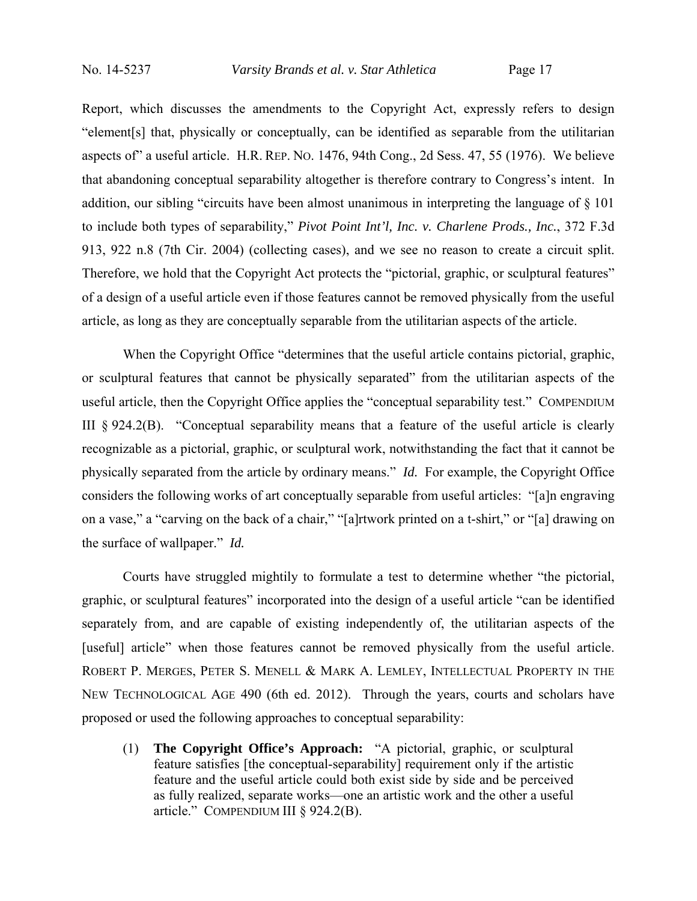Report, which discusses the amendments to the Copyright Act, expressly refers to design "element[s] that, physically or conceptually, can be identified as separable from the utilitarian aspects of" a useful article. H.R. REP. NO. 1476, 94th Cong., 2d Sess. 47, 55 (1976). We believe that abandoning conceptual separability altogether is therefore contrary to Congress's intent. In addition, our sibling "circuits have been almost unanimous in interpreting the language of § 101 to include both types of separability," *Pivot Point Int'l, Inc. v. Charlene Prods., Inc.*, 372 F.3d 913, 922 n.8 (7th Cir. 2004) (collecting cases), and we see no reason to create a circuit split. Therefore, we hold that the Copyright Act protects the "pictorial, graphic, or sculptural features" of a design of a useful article even if those features cannot be removed physically from the useful article, as long as they are conceptually separable from the utilitarian aspects of the article.

When the Copyright Office "determines that the useful article contains pictorial, graphic, or sculptural features that cannot be physically separated" from the utilitarian aspects of the useful article, then the Copyright Office applies the "conceptual separability test." COMPENDIUM III § 924.2(B). "Conceptual separability means that a feature of the useful article is clearly recognizable as a pictorial, graphic, or sculptural work, notwithstanding the fact that it cannot be physically separated from the article by ordinary means." *Id.* For example, the Copyright Office considers the following works of art conceptually separable from useful articles: "[a]n engraving on a vase," a "carving on the back of a chair," "[a]rtwork printed on a t-shirt," or "[a] drawing on the surface of wallpaper." *Id.*

Courts have struggled mightily to formulate a test to determine whether "the pictorial, graphic, or sculptural features" incorporated into the design of a useful article "can be identified separately from, and are capable of existing independently of, the utilitarian aspects of the [useful] article" when those features cannot be removed physically from the useful article. ROBERT P. MERGES, PETER S. MENELL & MARK A. LEMLEY, INTELLECTUAL PROPERTY IN THE NEW TECHNOLOGICAL AGE 490 (6th ed. 2012). Through the years, courts and scholars have proposed or used the following approaches to conceptual separability:

(1) **The Copyright Office's Approach:** "A pictorial, graphic, or sculptural feature satisfies [the conceptual-separability] requirement only if the artistic feature and the useful article could both exist side by side and be perceived as fully realized, separate works—one an artistic work and the other a useful article." COMPENDIUM III § 924.2(B).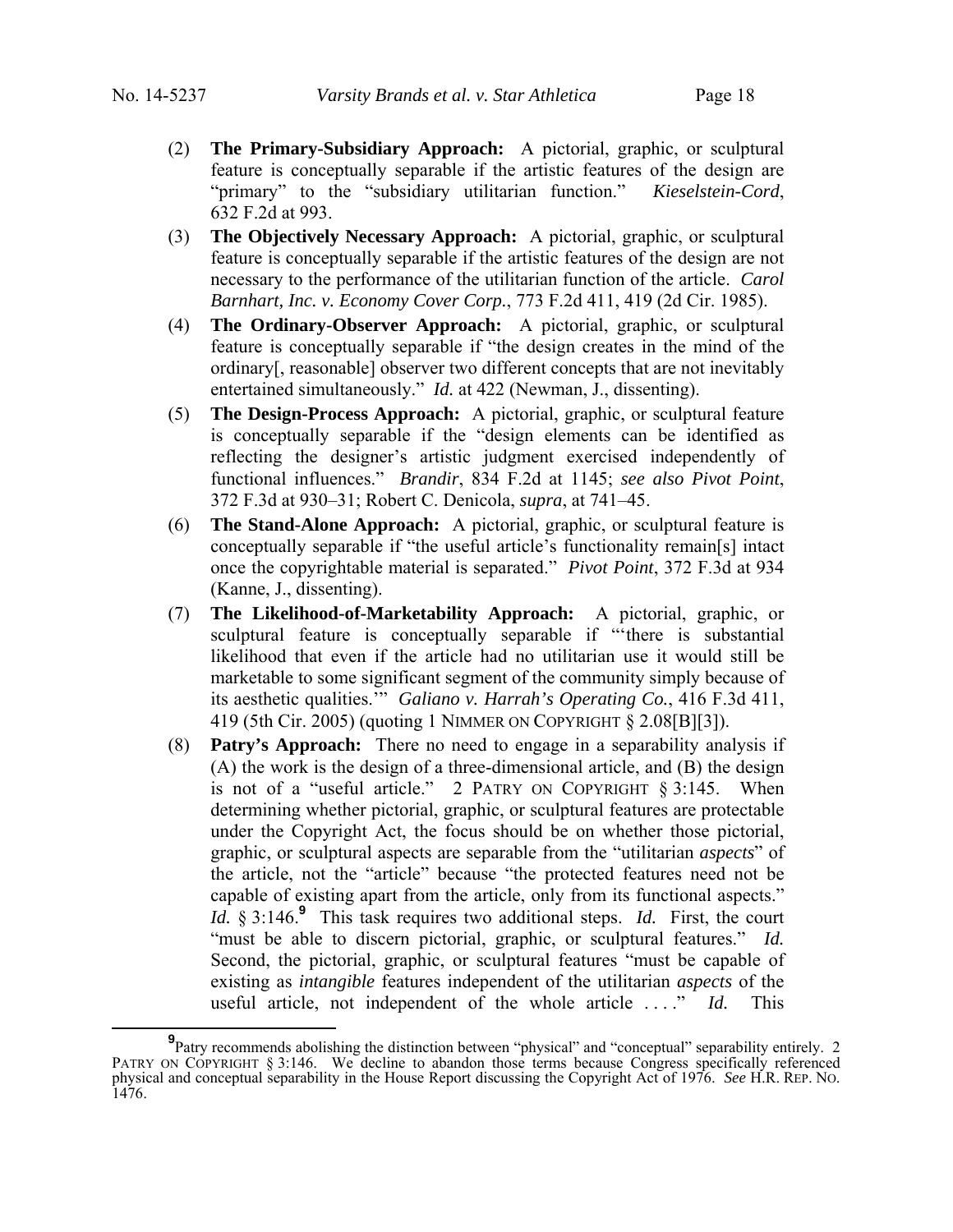(2) **The Primary-Subsidiary Approach:** A pictorial, graphic, or sculptural feature is conceptually separable if the artistic features of the design are "primary" to the "subsidiary utilitarian function." *Kieselstein-Cord*, 632 F.2d at 993.

(3) **The Objectively Necessary Approach:** A pictorial, graphic, or sculptural feature is conceptually separable if the artistic features of the design are not necessary to the performance of the utilitarian function of the article. *Carol Barnhart, Inc. v. Economy Cover Corp.*, 773 F.2d 411, 419 (2d Cir. 1985).

(4) **The Ordinary-Observer Approach:** A pictorial, graphic, or sculptural feature is conceptually separable if "the design creates in the mind of the ordinary[, reasonable] observer two different concepts that are not inevitably entertained simultaneously." *Id.* at 422 (Newman, J., dissenting).

(5) **The Design-Process Approach:** A pictorial, graphic, or sculptural feature is conceptually separable if the "design elements can be identified as reflecting the designer's artistic judgment exercised independently of functional influences." *Brandir*, 834 F.2d at 1145; *see also Pivot Point*, 372 F.3d at 930–31; Robert C. Denicola, *supra*, at 741–45.

(6) **The Stand-Alone Approach:** A pictorial, graphic, or sculptural feature is conceptually separable if "the useful article's functionality remain[s] intact once the copyrightable material is separated." *Pivot Point*, 372 F.3d at 934 (Kanne, J., dissenting).

(7) **The Likelihood-of-Marketability Approach:** A pictorial, graphic, or sculptural feature is conceptually separable if "'there is substantial likelihood that even if the article had no utilitarian use it would still be marketable to some significant segment of the community simply because of its aesthetic qualities.'" *Galiano v. Harrah's Operating Co.*, 416 F.3d 411, 419 (5th Cir. 2005) (quoting 1 NIMMER ON COPYRIGHT § 2.08[B][3]).

(8) **Patry's Approach:** There no need to engage in a separability analysis if (A) the work is the design of a three-dimensional article, and (B) the design is not of a "useful article." 2 PATRY ON COPYRIGHT § 3:145. When determining whether pictorial, graphic, or sculptural features are protectable under the Copyright Act, the focus should be on whether those pictorial, graphic, or sculptural aspects are separable from the "utilitarian *aspects*" of the article, not the "article" because "the protected features need not be capable of existing apart from the article, only from its functional aspects." *Id.* § 3:146.[9] This task requires two additional steps. *Id.* First, the court "must be able to discern pictorial, graphic, or sculptural features." *Id.* Second, the pictorial, graphic, or sculptural features "must be capable of existing as *intangible* features independent of the utilitarian *aspects* of the useful article, not independent of the whole article . . . ." *Id.* This

---

[9] Patry recommends abolishing the distinction between "physical" and "conceptual" separability entirely. 2 PATRY ON COPYRIGHT § 3:146. We decline to abandon those terms because Congress specifically referenced physical and conceptual separability in the House Report discussing the Copyright Act of 1976. *See* H.R. REP. NO. 1476.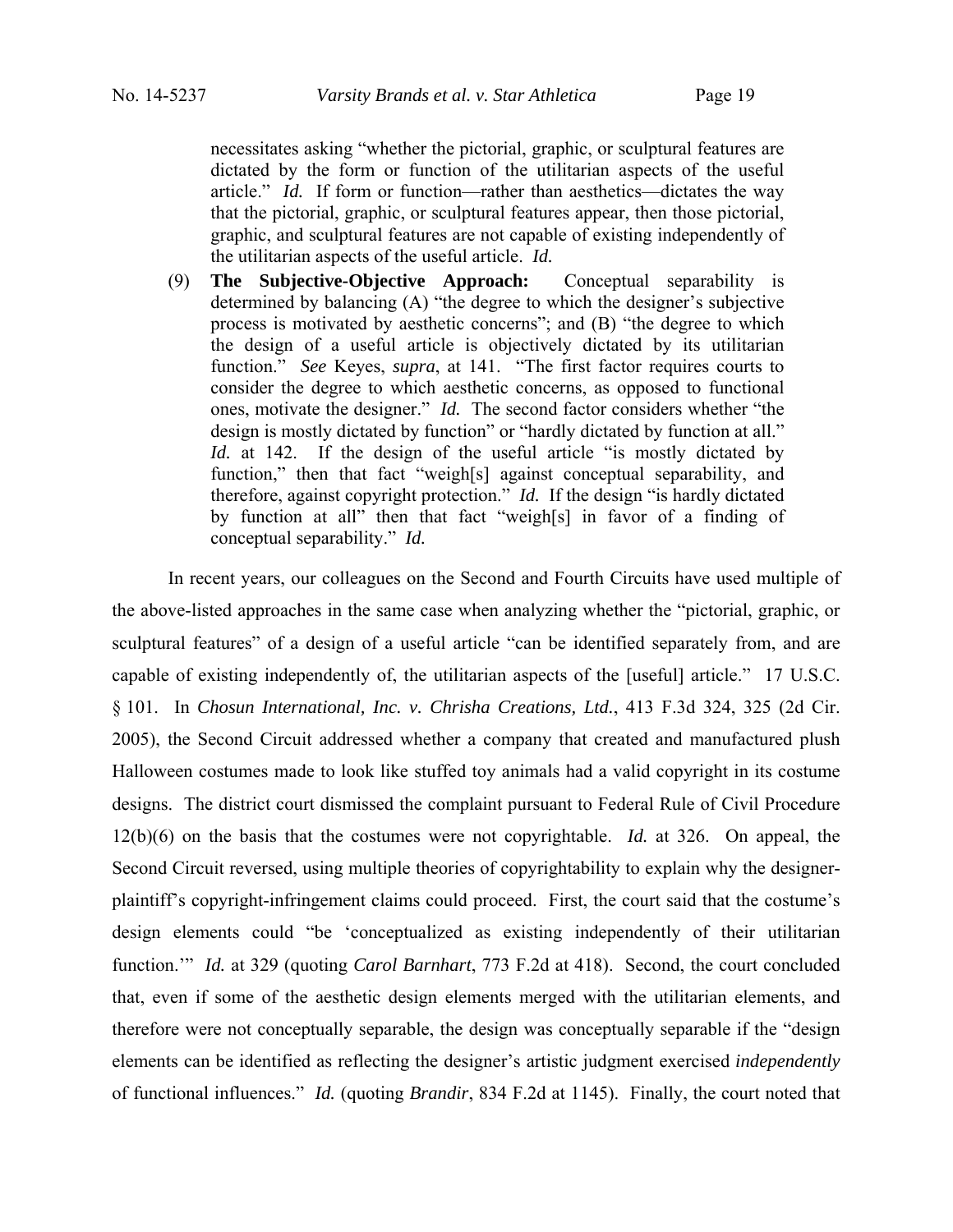necessitates asking "whether the pictorial, graphic, or sculptural features are dictated by the form or function of the utilitarian aspects of the useful article." *Id.* If form or function—rather than aesthetics—dictates the way that the pictorial, graphic, or sculptural features appear, then those pictorial, graphic, and sculptural features are not capable of existing independently of the utilitarian aspects of the useful article. *Id.*

(9) **The Subjective-Objective Approach:** Conceptual separability is determined by balancing (A) "the degree to which the designer's subjective process is motivated by aesthetic concerns"; and (B) "the degree to which the design of a useful article is objectively dictated by its utilitarian function." *See* Keyes, *supra*, at 141. "The first factor requires courts to consider the degree to which aesthetic concerns, as opposed to functional ones, motivate the designer." *Id.* The second factor considers whether "the design is mostly dictated by function" or "hardly dictated by function at all." *Id.* at 142. If the design of the useful article "is mostly dictated by function," then that fact "weigh[s] against conceptual separability, and therefore, against copyright protection." *Id.* If the design "is hardly dictated by function at all" then that fact "weigh[s] in favor of a finding of conceptual separability." *Id.*

In recent years, our colleagues on the Second and Fourth Circuits have used multiple of the above-listed approaches in the same case when analyzing whether the "pictorial, graphic, or sculptural features" of a design of a useful article "can be identified separately from, and are capable of existing independently of, the utilitarian aspects of the [useful] article." 17 U.S.C. § 101. In *Chosun International, Inc. v. Chrisha Creations, Ltd.*, 413 F.3d 324, 325 (2d Cir. 2005), the Second Circuit addressed whether a company that created and manufactured plush Halloween costumes made to look like stuffed toy animals had a valid copyright in its costume designs. The district court dismissed the complaint pursuant to Federal Rule of Civil Procedure 12(b)(6) on the basis that the costumes were not copyrightable. *Id.* at 326. On appeal, the Second Circuit reversed, using multiple theories of copyrightability to explain why the designer-plaintiff's copyright-infringement claims could proceed. First, the court said that the costume's design elements could "be 'conceptualized as existing independently of their utilitarian function.'" *Id.* at 329 (quoting *Carol Barnhart*, 773 F.2d at 418). Second, the court concluded that, even if some of the aesthetic design elements merged with the utilitarian elements, and therefore were not conceptually separable, the design was conceptually separable if the "design elements can be identified as reflecting the designer's artistic judgment exercised *independently* of functional influences." *Id.* (quoting *Brandir*, 834 F.2d at 1145). Finally, the court noted that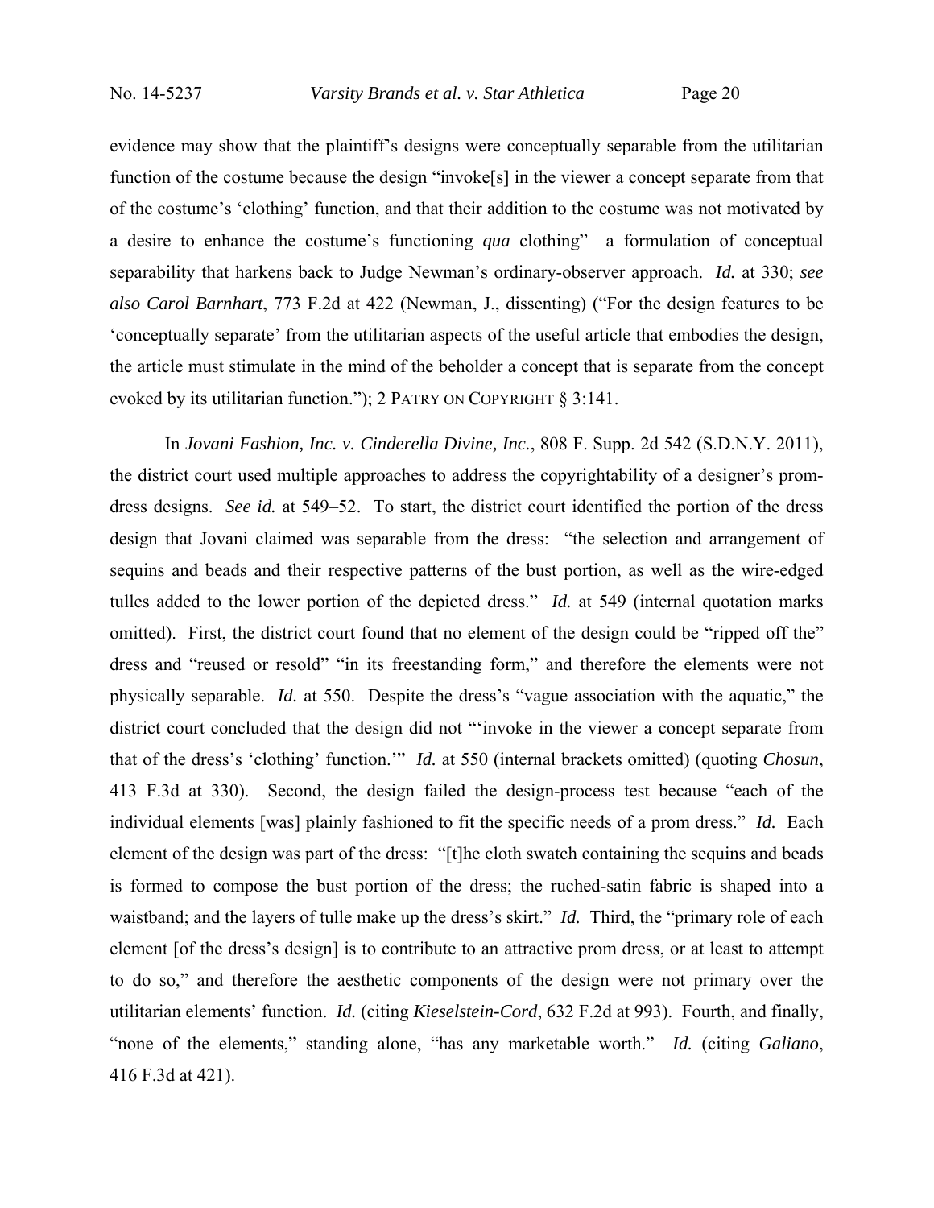evidence may show that the plaintiff's designs were conceptually separable from the utilitarian function of the costume because the design "invoke[s] in the viewer a concept separate from that of the costume's 'clothing' function, and that their addition to the costume was not motivated by a desire to enhance the costume's functioning *qua* clothing"—a formulation of conceptual separability that harkens back to Judge Newman's ordinary-observer approach. *Id.* at 330; *see also Carol Barnhart*, 773 F.2d at 422 (Newman, J., dissenting) ("For the design features to be 'conceptually separate' from the utilitarian aspects of the useful article that embodies the design, the article must stimulate in the mind of the beholder a concept that is separate from the concept evoked by its utilitarian function."); 2 PATRY ON COPYRIGHT § 3:141.

In *Jovani Fashion, Inc. v. Cinderella Divine, Inc.*, 808 F. Supp. 2d 542 (S.D.N.Y. 2011), the district court used multiple approaches to address the copyrightability of a designer's prom-dress designs. *See id.* at 549–52. To start, the district court identified the portion of the dress design that Jovani claimed was separable from the dress: "the selection and arrangement of sequins and beads and their respective patterns of the bust portion, as well as the wire-edged tulles added to the lower portion of the depicted dress." *Id.* at 549 (internal quotation marks omitted). First, the district court found that no element of the design could be "ripped off the" dress and "reused or resold" "in its freestanding form," and therefore the elements were not physically separable. *Id.* at 550. Despite the dress's "vague association with the aquatic," the district court concluded that the design did not "'invoke in the viewer a concept separate from that of the dress's 'clothing' function.'" *Id.* at 550 (internal brackets omitted) (quoting *Chosun*, 413 F.3d at 330). Second, the design failed the design-process test because "each of the individual elements [was] plainly fashioned to fit the specific needs of a prom dress." *Id.* Each element of the design was part of the dress: "[t]he cloth swatch containing the sequins and beads is formed to compose the bust portion of the dress; the ruched-satin fabric is shaped into a waistband; and the layers of tulle make up the dress's skirt." *Id.* Third, the "primary role of each element [of the dress's design] is to contribute to an attractive prom dress, or at least to attempt to do so," and therefore the aesthetic components of the design were not primary over the utilitarian elements' function. *Id.* (citing *Kieselstein-Cord*, 632 F.2d at 993). Fourth, and finally, "none of the elements," standing alone, "has any marketable worth." *Id.* (citing *Galiano*, 416 F.3d at 421).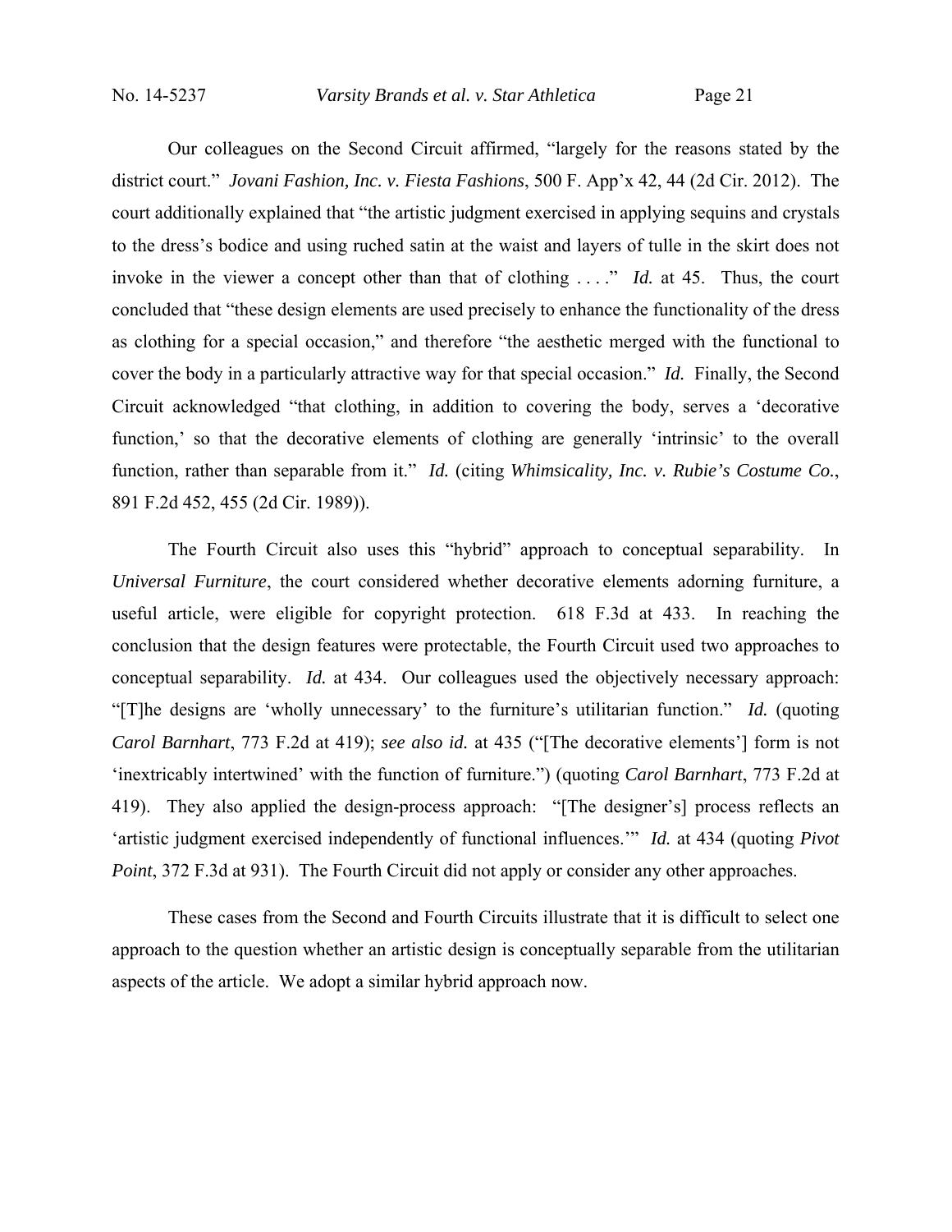Our colleagues on the Second Circuit affirmed, "largely for the reasons stated by the district court." *Jovani Fashion, Inc. v. Fiesta Fashions*, 500 F. App'x 42, 44 (2d Cir. 2012). The court additionally explained that "the artistic judgment exercised in applying sequins and crystals to the dress's bodice and using ruched satin at the waist and layers of tulle in the skirt does not invoke in the viewer a concept other than that of clothing . . . ." *Id.* at 45. Thus, the court concluded that "these design elements are used precisely to enhance the functionality of the dress as clothing for a special occasion," and therefore "the aesthetic merged with the functional to cover the body in a particularly attractive way for that special occasion." *Id.* Finally, the Second Circuit acknowledged "that clothing, in addition to covering the body, serves a 'decorative function,' so that the decorative elements of clothing are generally 'intrinsic' to the overall function, rather than separable from it." *Id.* (citing *Whimsicality, Inc. v. Rubie's Costume Co.*, 891 F.2d 452, 455 (2d Cir. 1989)).

The Fourth Circuit also uses this "hybrid" approach to conceptual separability. In *Universal Furniture*, the court considered whether decorative elements adorning furniture, a useful article, were eligible for copyright protection. 618 F.3d at 433. In reaching the conclusion that the design features were protectable, the Fourth Circuit used two approaches to conceptual separability. *Id.* at 434. Our colleagues used the objectively necessary approach: "[T]he designs are 'wholly unnecessary' to the furniture's utilitarian function." *Id.* (quoting *Carol Barnhart*, 773 F.2d at 419); *see also id.* at 435 ("[The decorative elements'] form is not 'inextricably intertwined' with the function of furniture.") (quoting *Carol Barnhart*, 773 F.2d at 419). They also applied the design-process approach: "[The designer's] process reflects an 'artistic judgment exercised independently of functional influences.'" *Id.* at 434 (quoting *Pivot Point*, 372 F.3d at 931). The Fourth Circuit did not apply or consider any other approaches.

These cases from the Second and Fourth Circuits illustrate that it is difficult to select one approach to the question whether an artistic design is conceptually separable from the utilitarian aspects of the article. We adopt a similar hybrid approach now.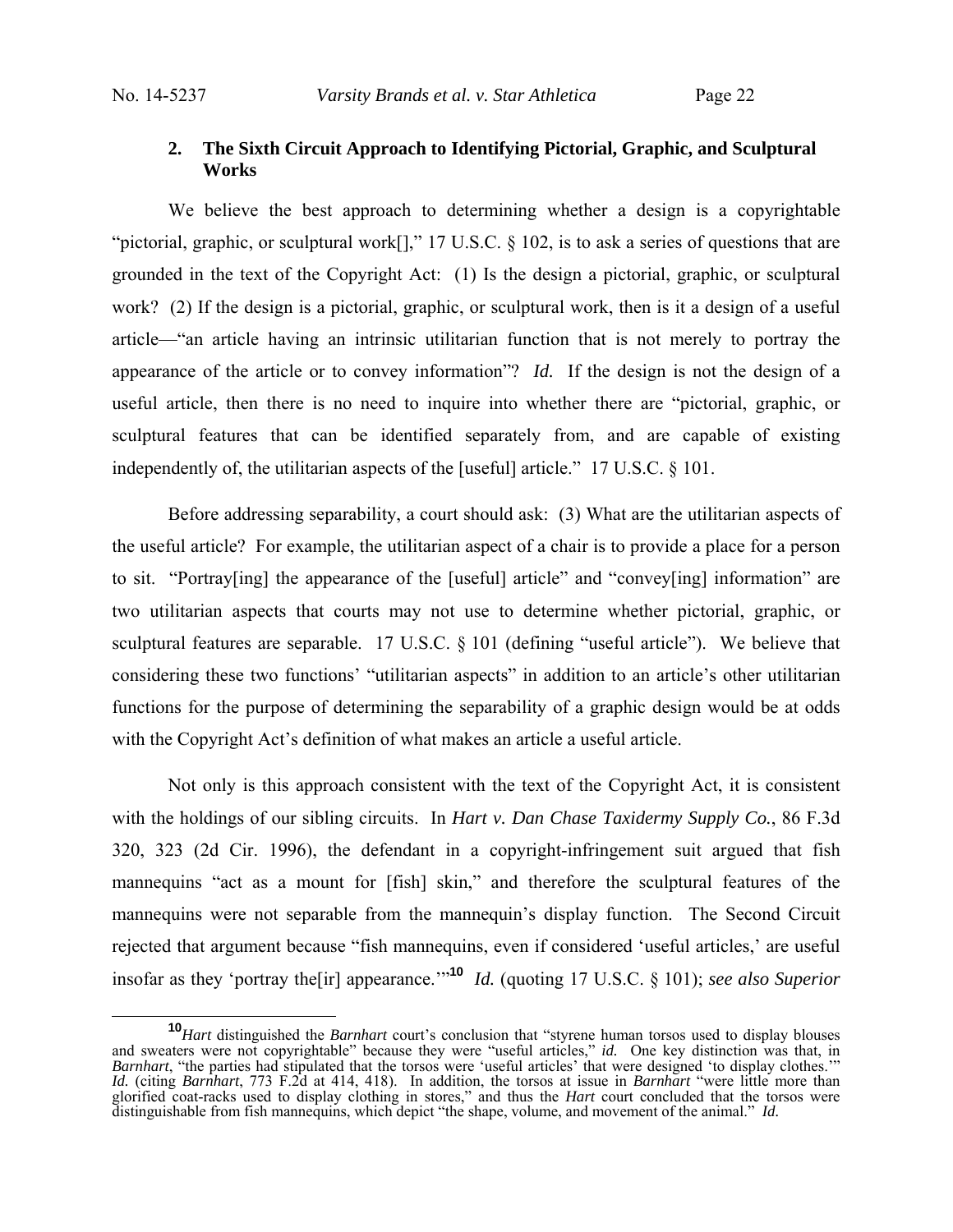### 2. The Sixth Circuit Approach to Identifying Pictorial, Graphic, and Sculptural Works

We believe the best approach to determining whether a design is a copyrightable "pictorial, graphic, or sculptural work[]," 17 U.S.C. § 102, is to ask a series of questions that are grounded in the text of the Copyright Act: (1) Is the design a pictorial, graphic, or sculptural work? (2) If the design is a pictorial, graphic, or sculptural work, then is it a design of a useful article—"an article having an intrinsic utilitarian function that is not merely to portray the appearance of the article or to convey information"? *Id.* If the design is not the design of a useful article, then there is no need to inquire into whether there are "pictorial, graphic, or sculptural features that can be identified separately from, and are capable of existing independently of, the utilitarian aspects of the [useful] article." 17 U.S.C. § 101.

Before addressing separability, a court should ask: (3) What are the utilitarian aspects of the useful article? For example, the utilitarian aspect of a chair is to provide a place for a person to sit. "Portray[ing] the appearance of the [useful] article" and "convey[ing] information" are two utilitarian aspects that courts may not use to determine whether pictorial, graphic, or sculptural features are separable. 17 U.S.C. § 101 (defining "useful article"). We believe that considering these two functions' "utilitarian aspects" in addition to an article's other utilitarian functions for the purpose of determining the separability of a graphic design would be at odds with the Copyright Act's definition of what makes an article a useful article.

Not only is this approach consistent with the text of the Copyright Act, it is consistent with the holdings of our sibling circuits. In *Hart v. Dan Chase Taxidermy Supply Co.*, 86 F.3d 320, 323 (2d Cir. 1996), the defendant in a copyright-infringement suit argued that fish mannequins "act as a mount for [fish] skin," and therefore the sculptural features of the mannequins were not separable from the mannequin's display function. The Second Circuit rejected that argument because "fish mannequins, even if considered 'useful articles,' are useful insofar as they 'portray the[ir] appearance.'"[10] *Id.* (quoting 17 U.S.C. § 101); *see also Superior*

[10] *Hart* distinguished the *Barnhart* court's conclusion that "styrene human torsos used to display blouses and sweaters were not copyrightable" because they were "useful articles," *id.* One key distinction was that, in *Barnhart*, "the parties had stipulated that the torsos were 'useful articles' that were designed 'to display clothes.'" *Id.* (citing *Barnhart*, 773 F.2d at 414, 418). In addition, the torsos at issue in *Barnhart* "were little more than glorified coat-racks used to display clothing in stores," and thus the *Hart* court concluded that the torsos were distinguishable from fish mannequins, which depict "the shape, volume, and movement of the animal." *Id*.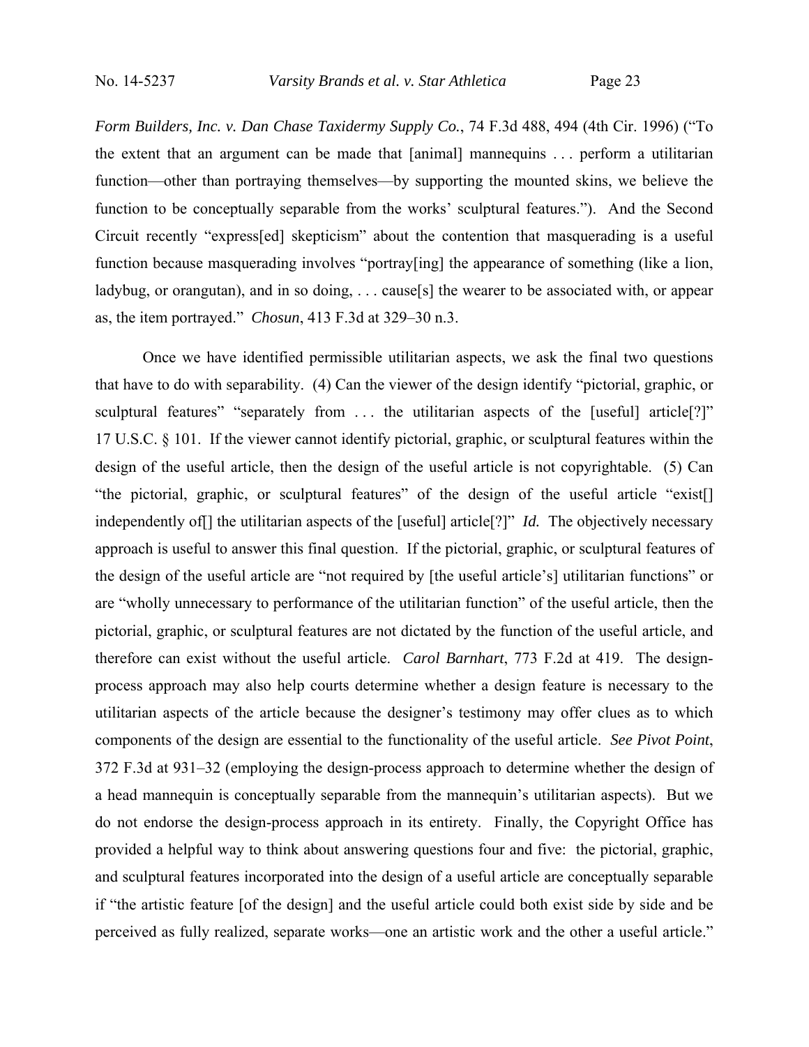*Form Builders, Inc. v. Dan Chase Taxidermy Supply Co.*, 74 F.3d 488, 494 (4th Cir. 1996) ("To the extent that an argument can be made that [animal] mannequins . . . perform a utilitarian function—other than portraying themselves—by supporting the mounted skins, we believe the function to be conceptually separable from the works' sculptural features."). And the Second Circuit recently "express[ed] skepticism" about the contention that masquerading is a useful function because masquerading involves "portray[ing] the appearance of something (like a lion, ladybug, or orangutan), and in so doing, . . . cause[s] the wearer to be associated with, or appear as, the item portrayed." *Chosun*, 413 F.3d at 329–30 n.3.

Once we have identified permissible utilitarian aspects, we ask the final two questions that have to do with separability. (4) Can the viewer of the design identify "pictorial, graphic, or sculptural features" "separately from . . . the utilitarian aspects of the [useful] article[?]" 17 U.S.C. § 101. If the viewer cannot identify pictorial, graphic, or sculptural features within the design of the useful article, then the design of the useful article is not copyrightable. (5) Can "the pictorial, graphic, or sculptural features" of the design of the useful article "exist[] independently of[] the utilitarian aspects of the [useful] article[?]" *Id.* The objectively necessary approach is useful to answer this final question. If the pictorial, graphic, or sculptural features of the design of the useful article are "not required by [the useful article's] utilitarian functions" or are "wholly unnecessary to performance of the utilitarian function" of the useful article, then the pictorial, graphic, or sculptural features are not dictated by the function of the useful article, and therefore can exist without the useful article. *Carol Barnhart*, 773 F.2d at 419. The design-process approach may also help courts determine whether a design feature is necessary to the utilitarian aspects of the article because the designer's testimony may offer clues as to which components of the design are essential to the functionality of the useful article. *See Pivot Point*, 372 F.3d at 931–32 (employing the design-process approach to determine whether the design of a head mannequin is conceptually separable from the mannequin's utilitarian aspects). But we do not endorse the design-process approach in its entirety. Finally, the Copyright Office has provided a helpful way to think about answering questions four and five: the pictorial, graphic, and sculptural features incorporated into the design of a useful article are conceptually separable if "the artistic feature [of the design] and the useful article could both exist side by side and be perceived as fully realized, separate works—one an artistic work and the other a useful article."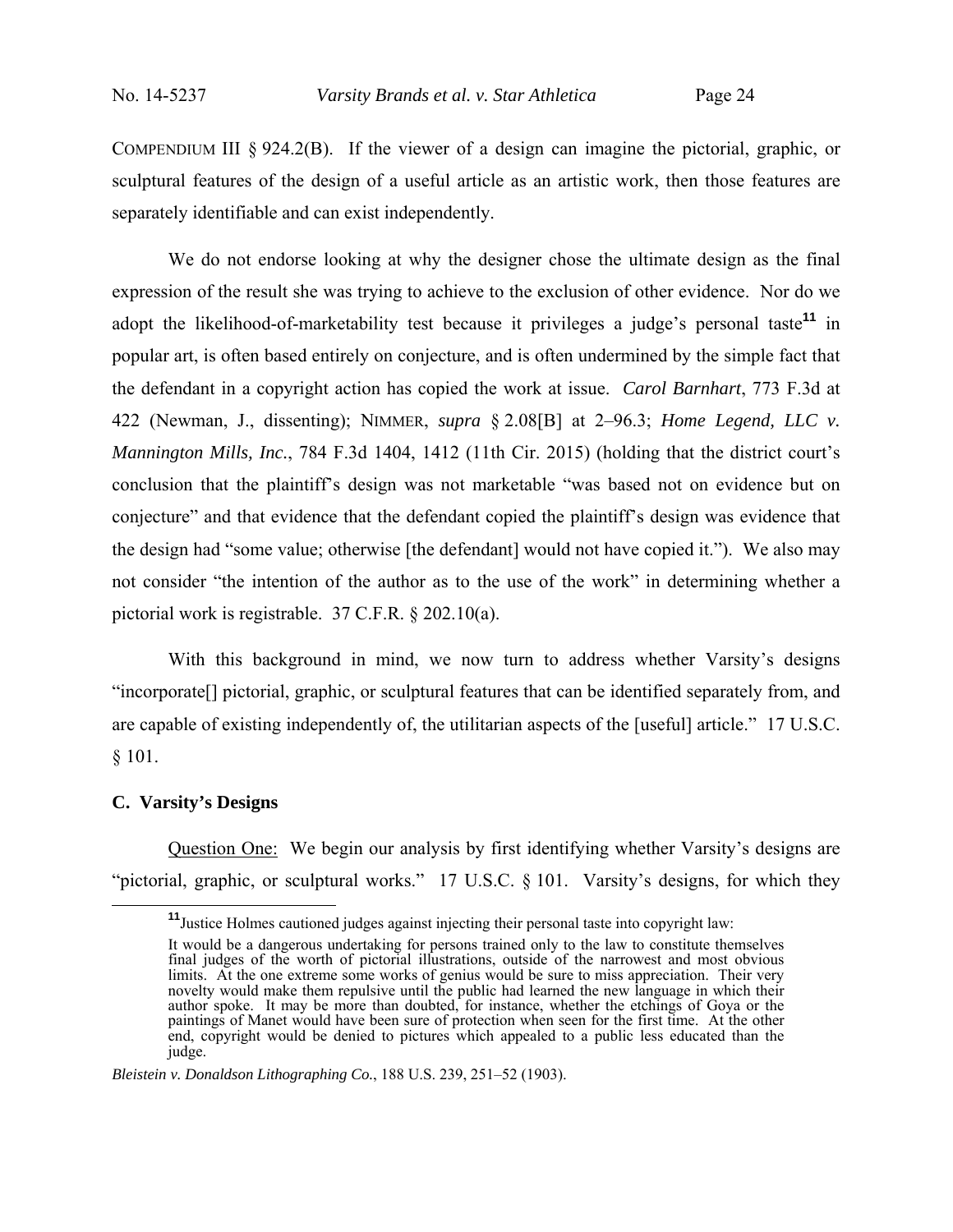COMPENDIUM III § 924.2(B). If the viewer of a design can imagine the pictorial, graphic, or sculptural features of the design of a useful article as an artistic work, then those features are separately identifiable and can exist independently.

We do not endorse looking at why the designer chose the ultimate design as the final expression of the result she was trying to achieve to the exclusion of other evidence. Nor do we adopt the likelihood-of-marketability test because it privileges a judge's personal taste[11] in popular art, is often based entirely on conjecture, and is often undermined by the simple fact that the defendant in a copyright action has copied the work at issue. *Carol Barnhart*, 773 F.3d at 422 (Newman, J., dissenting); NIMMER, *supra* § 2.08[B] at 2–96.3; *Home Legend, LLC v. Mannington Mills, Inc.*, 784 F.3d 1404, 1412 (11th Cir. 2015) (holding that the district court's conclusion that the plaintiff's design was not marketable "was based not on evidence but on conjecture" and that evidence that the defendant copied the plaintiff's design was evidence that the design had "some value; otherwise [the defendant] would not have copied it."). We also may not consider "the intention of the author as to the use of the work" in determining whether a pictorial work is registrable. 37 C.F.R. § 202.10(a).

With this background in mind, we now turn to address whether Varsity's designs "incorporate[] pictorial, graphic, or sculptural features that can be identified separately from, and are capable of existing independently of, the utilitarian aspects of the [useful] article." 17 U.S.C. § 101.

### C. Varsity's Designs

<u>Question One:</u> We begin our analysis by first identifying whether Varsity's designs are "pictorial, graphic, or sculptural works." 17 U.S.C. § 101. Varsity's designs, for which they

---

[11] Justice Holmes cautioned judges against injecting their personal taste into copyright law:

> It would be a dangerous undertaking for persons trained only to the law to constitute themselves final judges of the worth of pictorial illustrations, outside of the narrowest and most obvious limits. At the one extreme some works of genius would be sure to miss appreciation. Their very novelty would make them repulsive until the public had learned the new language in which their author spoke. It may be more than doubted, for instance, whether the etchings of Goya or the paintings of Manet would have been sure of protection when seen for the first time. At the other end, copyright would be denied to pictures which appealed to a public less educated than the judge.

*Bleistein v. Donaldson Lithographing Co.*, 188 U.S. 239, 251–52 (1903).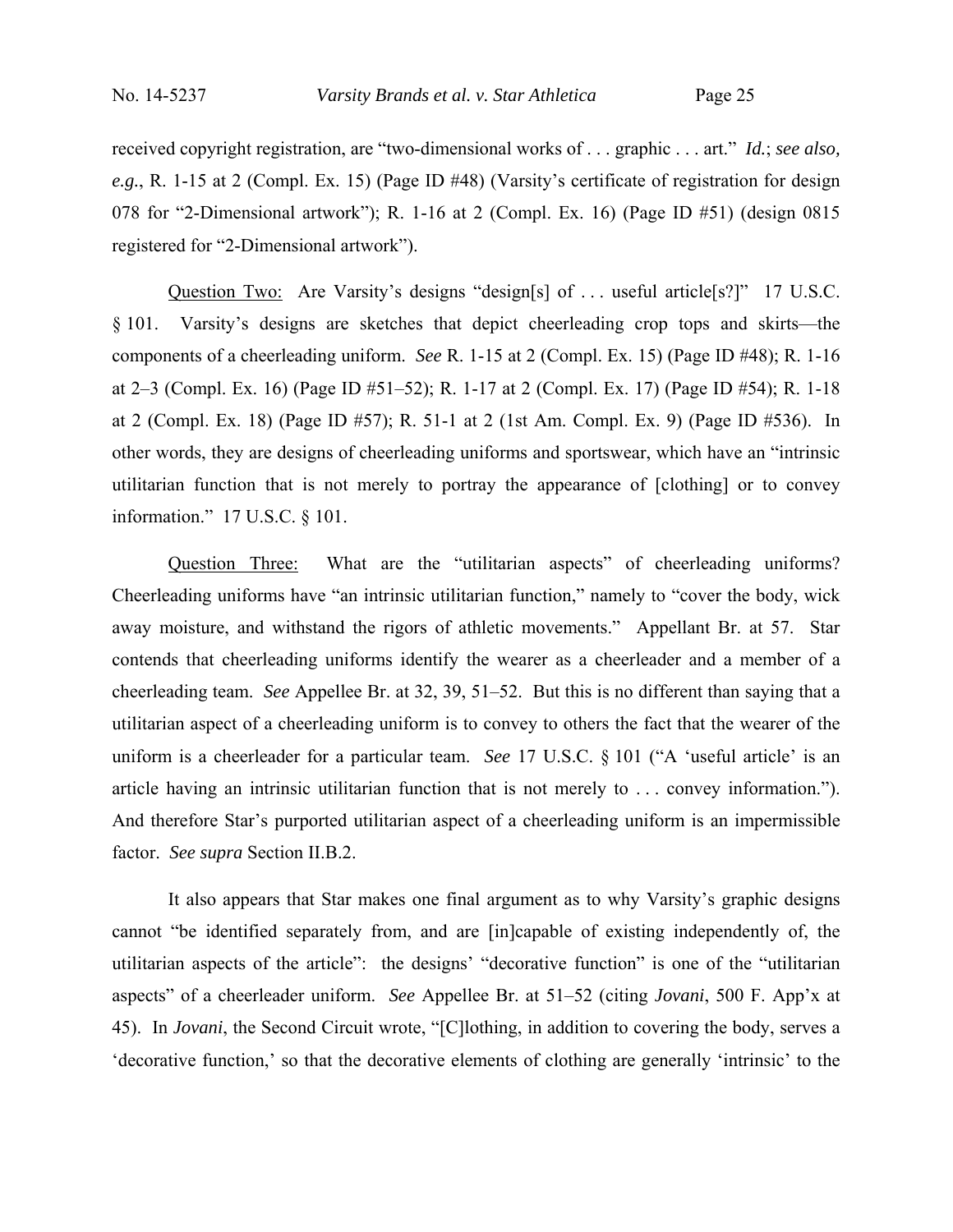received copyright registration, are "two-dimensional works of . . . graphic . . . art." *Id.*; *see also, e.g.*, R. 1-15 at 2 (Compl. Ex. 15) (Page ID #48) (Varsity's certificate of registration for design 078 for "2-Dimensional artwork"); R. 1-16 at 2 (Compl. Ex. 16) (Page ID #51) (design 0815 registered for "2-Dimensional artwork").

Question Two: Are Varsity's designs "design[s] of . . . useful article[s?]" 17 U.S.C. § 101. Varsity's designs are sketches that depict cheerleading crop tops and skirts—the components of a cheerleading uniform. *See* R. 1-15 at 2 (Compl. Ex. 15) (Page ID #48); R. 1-16 at 2–3 (Compl. Ex. 16) (Page ID #51–52); R. 1-17 at 2 (Compl. Ex. 17) (Page ID #54); R. 1-18 at 2 (Compl. Ex. 18) (Page ID #57); R. 51-1 at 2 (1st Am. Compl. Ex. 9) (Page ID #536). In other words, they are designs of cheerleading uniforms and sportswear, which have an "intrinsic utilitarian function that is not merely to portray the appearance of [clothing] or to convey information." 17 U.S.C. § 101.

Question Three: What are the "utilitarian aspects" of cheerleading uniforms? Cheerleading uniforms have "an intrinsic utilitarian function," namely to "cover the body, wick away moisture, and withstand the rigors of athletic movements." Appellant Br. at 57. Star contends that cheerleading uniforms identify the wearer as a cheerleader and a member of a cheerleading team. *See* Appellee Br. at 32, 39, 51–52. But this is no different than saying that a utilitarian aspect of a cheerleading uniform is to convey to others the fact that the wearer of the uniform is a cheerleader for a particular team. *See* 17 U.S.C. § 101 ("A 'useful article' is an article having an intrinsic utilitarian function that is not merely to . . . convey information."). And therefore Star's purported utilitarian aspect of a cheerleading uniform is an impermissible factor. *See supra* Section II.B.2.

It also appears that Star makes one final argument as to why Varsity's graphic designs cannot "be identified separately from, and are [in]capable of existing independently of, the utilitarian aspects of the article": the designs' "decorative function" is one of the "utilitarian aspects" of a cheerleader uniform. *See* Appellee Br. at 51–52 (citing *Jovani*, 500 F. App'x at 45). In *Jovani*, the Second Circuit wrote, "[C]lothing, in addition to covering the body, serves a 'decorative function,' so that the decorative elements of clothing are generally 'intrinsic' to the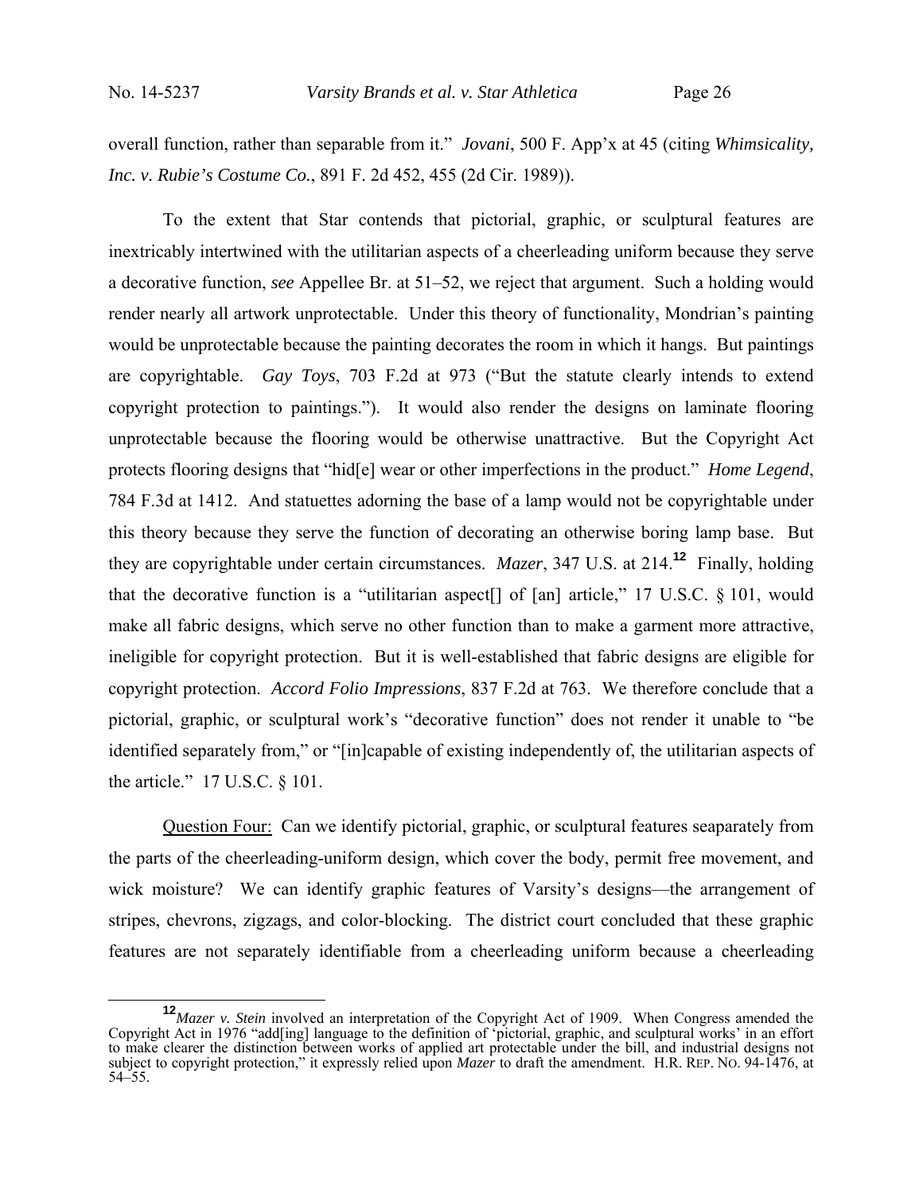overall function, rather than separable from it." *Jovani*, 500 F. App'x at 45 (citing *Whimsicality, Inc. v. Rubie's Costume Co.*, 891 F. 2d 452, 455 (2d Cir. 1989)).

To the extent that Star contends that pictorial, graphic, or sculptural features are inextricably intertwined with the utilitarian aspects of a cheerleading uniform because they serve a decorative function, *see* Appellee Br. at 51–52, we reject that argument. Such a holding would render nearly all artwork unprotectable. Under this theory of functionality, Mondrian's painting would be unprotectable because the painting decorates the room in which it hangs. But paintings are copyrightable. *Gay Toys*, 703 F.2d at 973 ("But the statute clearly intends to extend copyright protection to paintings."). It would also render the designs on laminate flooring unprotectable because the flooring would be otherwise unattractive. But the Copyright Act protects flooring designs that "hid[e] wear or other imperfections in the product." *Home Legend*, 784 F.3d at 1412. And statuettes adorning the base of a lamp would not be copyrightable under this theory because they serve the function of decorating an otherwise boring lamp base. But they are copyrightable under certain circumstances. *Mazer*, 347 U.S. at 214.[12] Finally, holding that the decorative function is a "utilitarian aspect[] of [an] article," 17 U.S.C. § 101, would make all fabric designs, which serve no other function than to make a garment more attractive, ineligible for copyright protection. But it is well-established that fabric designs are eligible for copyright protection. *Accord Folio Impressions*, 837 F.2d at 763. We therefore conclude that a pictorial, graphic, or sculptural work's "decorative function" does not render it unable to "be identified separately from," or "[in]capable of existing independently of, the utilitarian aspects of the article." 17 U.S.C. § 101.

Question Four: Can we identify pictorial, graphic, or sculptural features seaparately from the parts of the cheerleading-uniform design, which cover the body, permit free movement, and wick moisture? We can identify graphic features of Varsity's designs—the arrangement of stripes, chevrons, zigzags, and color-blocking. The district court concluded that these graphic features are not separately identifiable from a cheerleading uniform because a cheerleading

[12] *Mazer v. Stein* involved an interpretation of the Copyright Act of 1909. When Congress amended the Copyright Act in 1976 "add[ing] language to the definition of 'pictorial, graphic, and sculptural works' in an effort to make clearer the distinction between works of applied art protectable under the bill, and industrial designs not subject to copyright protection," it expressly relied upon *Mazer* to draft the amendment. H.R. REP. NO. 94-1476, at 54–55.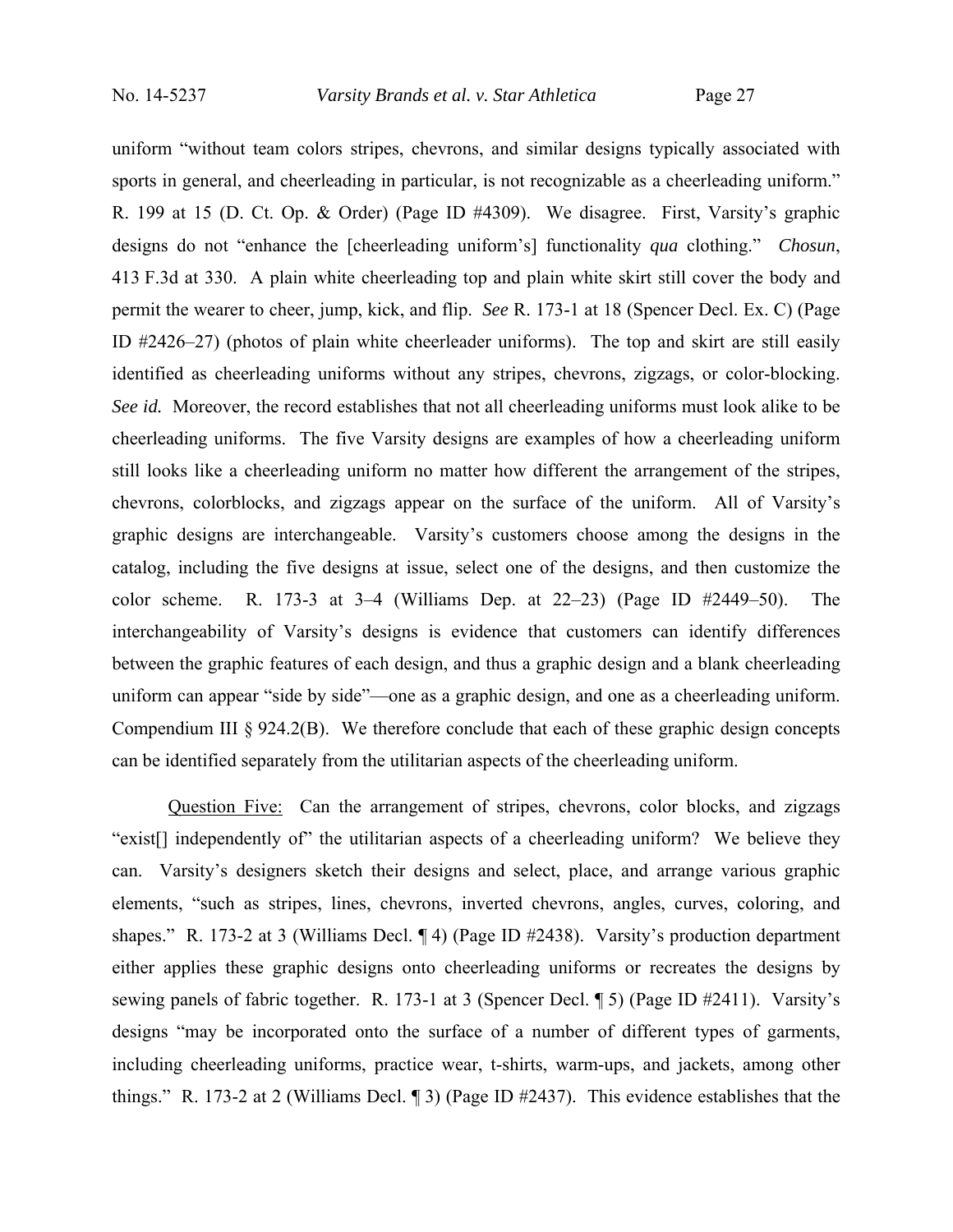uniform "without team colors stripes, chevrons, and similar designs typically associated with sports in general, and cheerleading in particular, is not recognizable as a cheerleading uniform." R. 199 at 15 (D. Ct. Op. & Order) (Page ID #4309). We disagree. First, Varsity's graphic designs do not "enhance the [cheerleading uniform's] functionality *qua* clothing." *Chosun*, 413 F.3d at 330. A plain white cheerleading top and plain white skirt still cover the body and permit the wearer to cheer, jump, kick, and flip. *See* R. 173-1 at 18 (Spencer Decl. Ex. C) (Page ID #2426–27) (photos of plain white cheerleader uniforms). The top and skirt are still easily identified as cheerleading uniforms without any stripes, chevrons, zigzags, or color-blocking. *See id.* Moreover, the record establishes that not all cheerleading uniforms must look alike to be cheerleading uniforms. The five Varsity designs are examples of how a cheerleading uniform still looks like a cheerleading uniform no matter how different the arrangement of the stripes, chevrons, colorblocks, and zigzags appear on the surface of the uniform. All of Varsity's graphic designs are interchangeable. Varsity's customers choose among the designs in the catalog, including the five designs at issue, select one of the designs, and then customize the color scheme. R. 173-3 at 3–4 (Williams Dep. at 22–23) (Page ID #2449–50). The interchangeability of Varsity's designs is evidence that customers can identify differences between the graphic features of each design, and thus a graphic design and a blank cheerleading uniform can appear "side by side"—one as a graphic design, and one as a cheerleading uniform. Compendium III § 924.2(B). We therefore conclude that each of these graphic design concepts can be identified separately from the utilitarian aspects of the cheerleading uniform.

Question Five: Can the arrangement of stripes, chevrons, color blocks, and zigzags "exist[] independently of" the utilitarian aspects of a cheerleading uniform? We believe they can. Varsity's designers sketch their designs and select, place, and arrange various graphic elements, "such as stripes, lines, chevrons, inverted chevrons, angles, curves, coloring, and shapes." R. 173-2 at 3 (Williams Decl. ¶ 4) (Page ID #2438). Varsity's production department either applies these graphic designs onto cheerleading uniforms or recreates the designs by sewing panels of fabric together. R. 173-1 at 3 (Spencer Decl. ¶ 5) (Page ID #2411). Varsity's designs "may be incorporated onto the surface of a number of different types of garments, including cheerleading uniforms, practice wear, t-shirts, warm-ups, and jackets, among other things." R. 173-2 at 2 (Williams Decl. ¶ 3) (Page ID #2437). This evidence establishes that the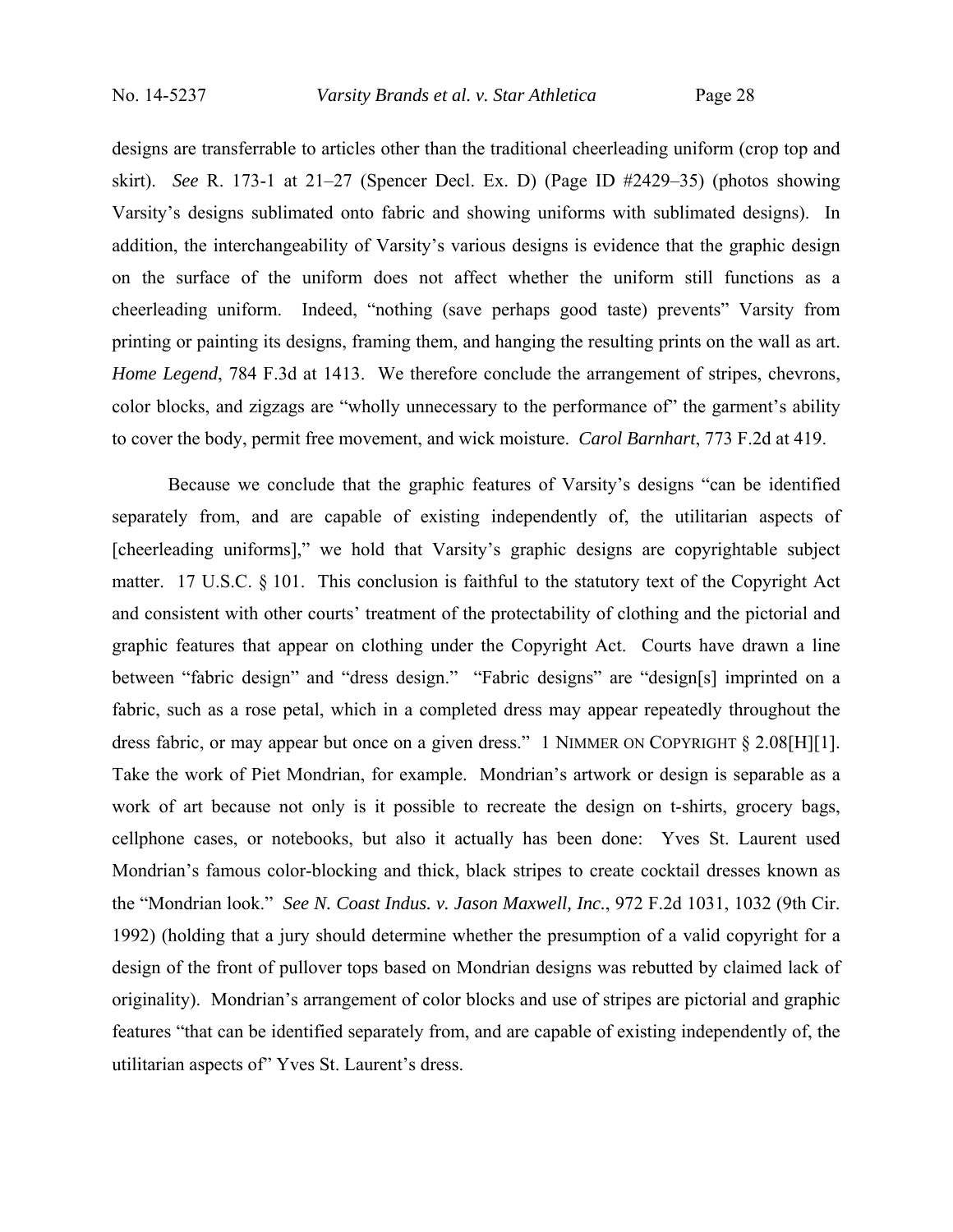designs are transferrable to articles other than the traditional cheerleading uniform (crop top and skirt). *See* R. 173-1 at 21–27 (Spencer Decl. Ex. D) (Page ID #2429–35) (photos showing Varsity's designs sublimated onto fabric and showing uniforms with sublimated designs). In addition, the interchangeability of Varsity's various designs is evidence that the graphic design on the surface of the uniform does not affect whether the uniform still functions as a cheerleading uniform. Indeed, "nothing (save perhaps good taste) prevents" Varsity from printing or painting its designs, framing them, and hanging the resulting prints on the wall as art. *Home Legend*, 784 F.3d at 1413. We therefore conclude the arrangement of stripes, chevrons, color blocks, and zigzags are "wholly unnecessary to the performance of" the garment's ability to cover the body, permit free movement, and wick moisture. *Carol Barnhart*, 773 F.2d at 419.

Because we conclude that the graphic features of Varsity's designs "can be identified separately from, and are capable of existing independently of, the utilitarian aspects of [cheerleading uniforms]," we hold that Varsity's graphic designs are copyrightable subject matter. 17 U.S.C. § 101. This conclusion is faithful to the statutory text of the Copyright Act and consistent with other courts' treatment of the protectability of clothing and the pictorial and graphic features that appear on clothing under the Copyright Act. Courts have drawn a line between "fabric design" and "dress design." "Fabric designs" are "design[s] imprinted on a fabric, such as a rose petal, which in a completed dress may appear repeatedly throughout the dress fabric, or may appear but once on a given dress." 1 NIMMER ON COPYRIGHT § 2.08[H][1]. Take the work of Piet Mondrian, for example. Mondrian's artwork or design is separable as a work of art because not only is it possible to recreate the design on t-shirts, grocery bags, cellphone cases, or notebooks, but also it actually has been done: Yves St. Laurent used Mondrian's famous color-blocking and thick, black stripes to create cocktail dresses known as the "Mondrian look." *See N. Coast Indus. v. Jason Maxwell, Inc.*, 972 F.2d 1031, 1032 (9th Cir. 1992) (holding that a jury should determine whether the presumption of a valid copyright for a design of the front of pullover tops based on Mondrian designs was rebutted by claimed lack of originality). Mondrian's arrangement of color blocks and use of stripes are pictorial and graphic features "that can be identified separately from, and are capable of existing independently of, the utilitarian aspects of" Yves St. Laurent's dress.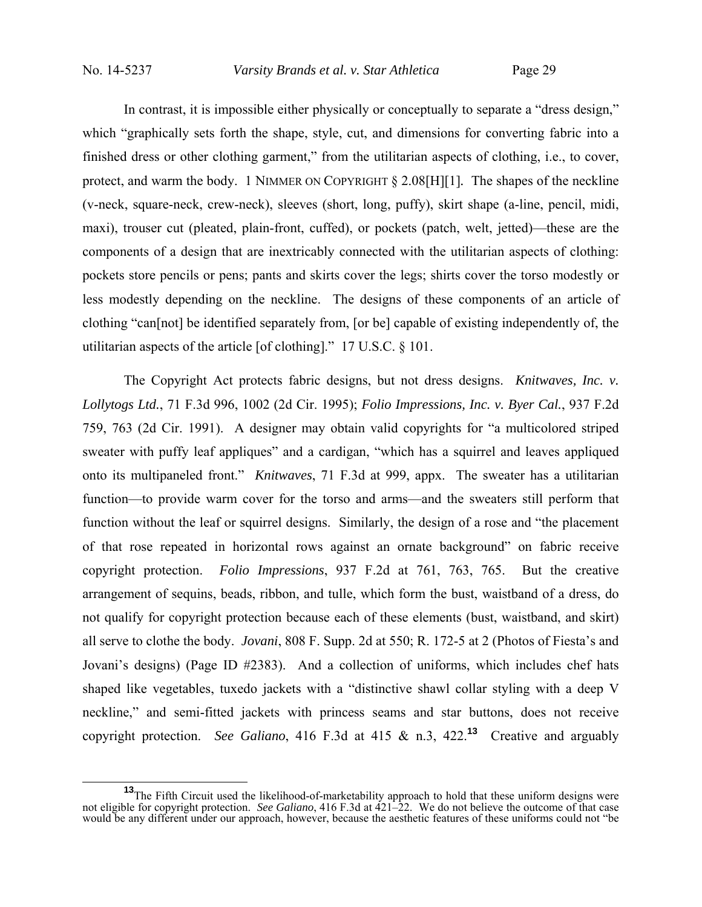In contrast, it is impossible either physically or conceptually to separate a "dress design," which "graphically sets forth the shape, style, cut, and dimensions for converting fabric into a finished dress or other clothing garment," from the utilitarian aspects of clothing, i.e., to cover, protect, and warm the body. 1 NIMMER ON COPYRIGHT § 2.08[H][1]. The shapes of the neckline (v-neck, square-neck, crew-neck), sleeves (short, long, puffy), skirt shape (a-line, pencil, midi, maxi), trouser cut (pleated, plain-front, cuffed), or pockets (patch, welt, jetted)—these are the components of a design that are inextricably connected with the utilitarian aspects of clothing: pockets store pencils or pens; pants and skirts cover the legs; shirts cover the torso modestly or less modestly depending on the neckline. The designs of these components of an article of clothing "can[not] be identified separately from, [or be] capable of existing independently of, the utilitarian aspects of the article [of clothing]." 17 U.S.C. § 101.

The Copyright Act protects fabric designs, but not dress designs. *Knitwaves, Inc. v. Lollytogs Ltd.*, 71 F.3d 996, 1002 (2d Cir. 1995); *Folio Impressions, Inc. v. Byer Cal.*, 937 F.2d 759, 763 (2d Cir. 1991). A designer may obtain valid copyrights for "a multicolored striped sweater with puffy leaf appliques" and a cardigan, "which has a squirrel and leaves appliqued onto its multipaneled front." *Knitwaves*, 71 F.3d at 999, appx. The sweater has a utilitarian function—to provide warm cover for the torso and arms—and the sweaters still perform that function without the leaf or squirrel designs. Similarly, the design of a rose and "the placement of that rose repeated in horizontal rows against an ornate background" on fabric receive copyright protection. *Folio Impressions*, 937 F.2d at 761, 763, 765. But the creative arrangement of sequins, beads, ribbon, and tulle, which form the bust, waistband of a dress, do not qualify for copyright protection because each of these elements (bust, waistband, and skirt) all serve to clothe the body. *Jovani*, 808 F. Supp. 2d at 550; R. 172-5 at 2 (Photos of Fiesta's and Jovani's designs) (Page ID #2383). And a collection of uniforms, which includes chef hats shaped like vegetables, tuxedo jackets with a "distinctive shawl collar styling with a deep V neckline," and semi-fitted jackets with princess seams and star buttons, does not receive copyright protection. *See Galiano*, 416 F.3d at 415 & n.3, 422.[13] Creative and arguably

[13] The Fifth Circuit used the likelihood-of-marketability approach to hold that these uniform designs were not eligible for copyright protection. *See Galiano*, 416 F.3d at 421–22. We do not believe the outcome of that case would be any different under our approach, however, because the aesthetic features of these uniforms could not "be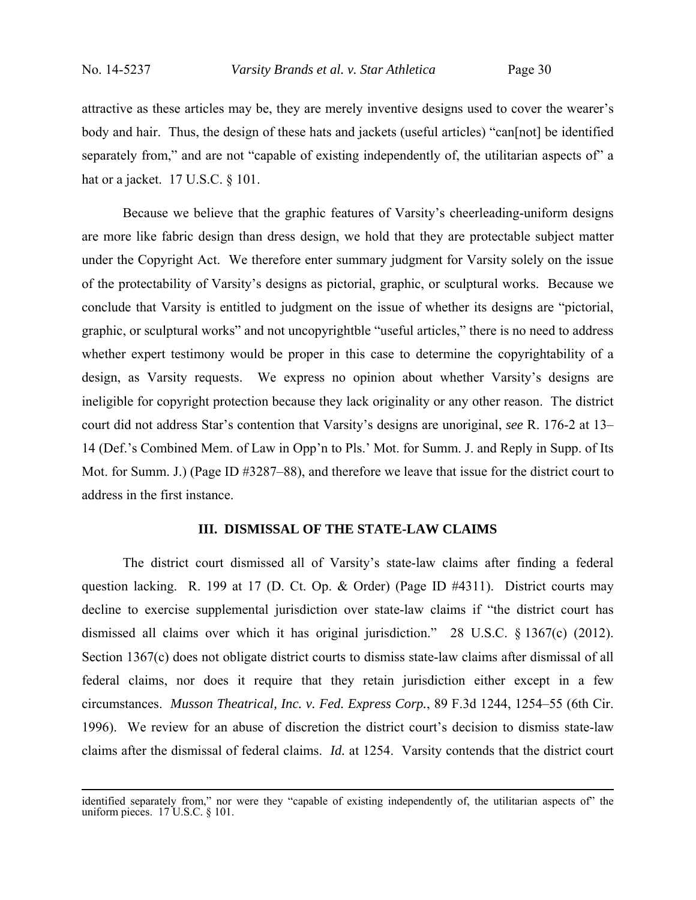attractive as these articles may be, they are merely inventive designs used to cover the wearer's body and hair. Thus, the design of these hats and jackets (useful articles) "can[not] be identified separately from," and are not "capable of existing independently of, the utilitarian aspects of" a hat or a jacket. 17 U.S.C. § 101.

Because we believe that the graphic features of Varsity's cheerleading-uniform designs are more like fabric design than dress design, we hold that they are protectable subject matter under the Copyright Act. We therefore enter summary judgment for Varsity solely on the issue of the protectability of Varsity's designs as pictorial, graphic, or sculptural works. Because we conclude that Varsity is entitled to judgment on the issue of whether its designs are "pictorial, graphic, or sculptural works" and not uncopyrightble "useful articles," there is no need to address whether expert testimony would be proper in this case to determine the copyrightability of a design, as Varsity requests. We express no opinion about whether Varsity's designs are ineligible for copyright protection because they lack originality or any other reason. The district court did not address Star's contention that Varsity's designs are unoriginal, *see* R. 176-2 at 13–14 (Def.'s Combined Mem. of Law in Opp'n to Pls.' Mot. for Summ. J. and Reply in Supp. of Its Mot. for Summ. J.) (Page ID #3287–88), and therefore we leave that issue for the district court to address in the first instance.

## III. DISMISSAL OF THE STATE-LAW CLAIMS

The district court dismissed all of Varsity's state-law claims after finding a federal question lacking. R. 199 at 17 (D. Ct. Op. & Order) (Page ID #4311). District courts may decline to exercise supplemental jurisdiction over state-law claims if "the district court has dismissed all claims over which it has original jurisdiction." 28 U.S.C. § 1367(c) (2012). Section 1367(c) does not obligate district courts to dismiss state-law claims after dismissal of all federal claims, nor does it require that they retain jurisdiction either except in a few circumstances. *Musson Theatrical, Inc. v. Fed. Express Corp.*, 89 F.3d 1244, 1254–55 (6th Cir. 1996). We review for an abuse of discretion the district court's decision to dismiss state-law claims after the dismissal of federal claims. *Id.* at 1254. Varsity contends that the district court

---

identified separately from," nor were they "capable of existing independently of, the utilitarian aspects of" the uniform pieces. 17 U.S.C. § 101.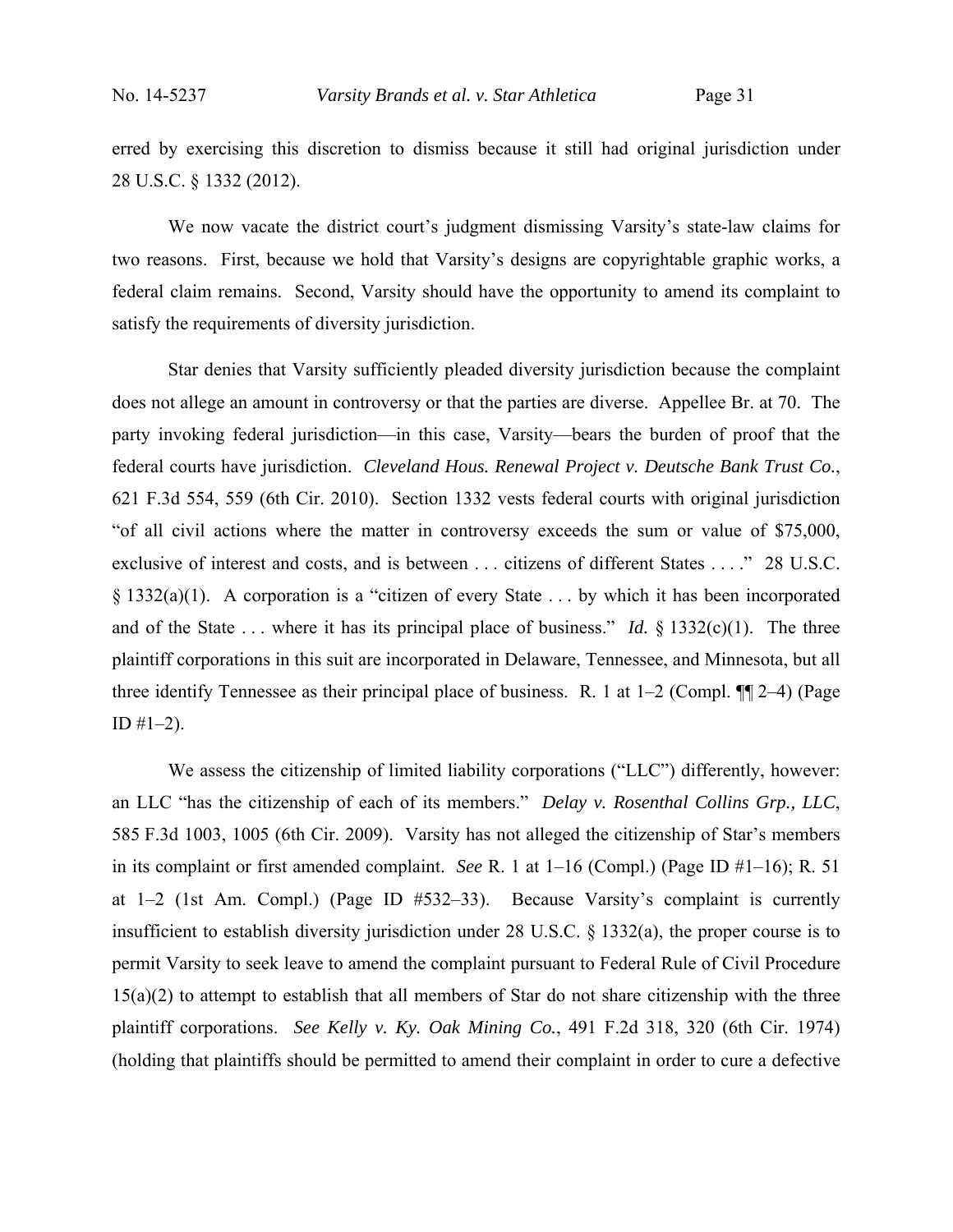erred by exercising this discretion to dismiss because it still had original jurisdiction under 28 U.S.C. § 1332 (2012).

We now vacate the district court's judgment dismissing Varsity's state-law claims for two reasons. First, because we hold that Varsity's designs are copyrightable graphic works, a federal claim remains. Second, Varsity should have the opportunity to amend its complaint to satisfy the requirements of diversity jurisdiction.

Star denies that Varsity sufficiently pleaded diversity jurisdiction because the complaint does not allege an amount in controversy or that the parties are diverse. Appellee Br. at 70. The party invoking federal jurisdiction—in this case, Varsity—bears the burden of proof that the federal courts have jurisdiction. *Cleveland Hous. Renewal Project v. Deutsche Bank Trust Co.*, 621 F.3d 554, 559 (6th Cir. 2010). Section 1332 vests federal courts with original jurisdiction "of all civil actions where the matter in controversy exceeds the sum or value of $75,000, exclusive of interest and costs, and is between . . . citizens of different States . . . ." 28 U.S.C. § 1332(a)(1). A corporation is a "citizen of every State . . . by which it has been incorporated and of the State . . . where it has its principal place of business." *Id.* § 1332(c)(1). The three plaintiff corporations in this suit are incorporated in Delaware, Tennessee, and Minnesota, but all three identify Tennessee as their principal place of business. R. 1 at 1–2 (Compl. ¶¶ 2–4) (Page ID #1–2).

We assess the citizenship of limited liability corporations ("LLC") differently, however: an LLC "has the citizenship of each of its members." *Delay v. Rosenthal Collins Grp., LLC*, 585 F.3d 1003, 1005 (6th Cir. 2009). Varsity has not alleged the citizenship of Star's members in its complaint or first amended complaint. *See* R. 1 at 1–16 (Compl.) (Page ID #1–16); R. 51 at 1–2 (1st Am. Compl.) (Page ID #532–33). Because Varsity's complaint is currently insufficient to establish diversity jurisdiction under 28 U.S.C. § 1332(a), the proper course is to permit Varsity to seek leave to amend the complaint pursuant to Federal Rule of Civil Procedure 15(a)(2) to attempt to establish that all members of Star do not share citizenship with the three plaintiff corporations. *See Kelly v. Ky. Oak Mining Co.*, 491 F.2d 318, 320 (6th Cir. 1974) (holding that plaintiffs should be permitted to amend their complaint in order to cure a defective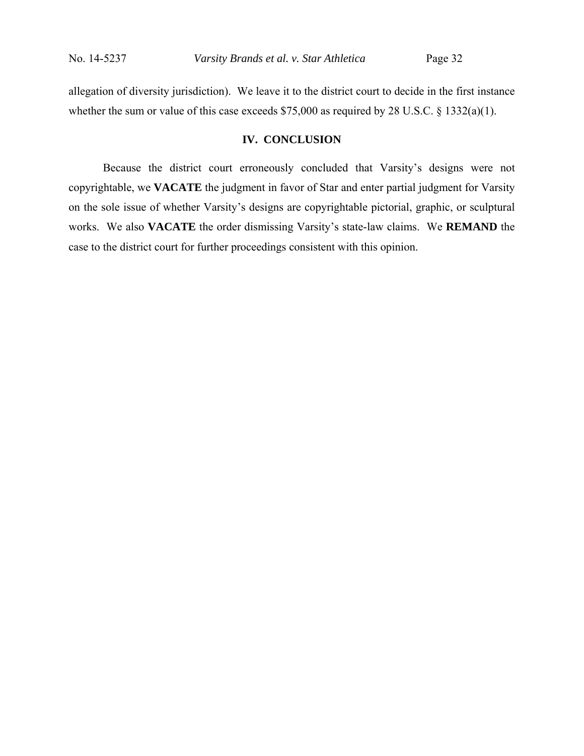allegation of diversity jurisdiction). We leave it to the district court to decide in the first instance whether the sum or value of this case exceeds $75,000 as required by 28 U.S.C. § 1332(a)(1).

## IV. CONCLUSION

Because the district court erroneously concluded that Varsity's designs were not copyrightable, we **VACATE** the judgment in favor of Star and enter partial judgment for Varsity on the sole issue of whether Varsity's designs are copyrightable pictorial, graphic, or sculptural works. We also **VACATE** the order dismissing Varsity's state-law claims. We **REMAND** the case to the district court for further proceedings consistent with this opinion.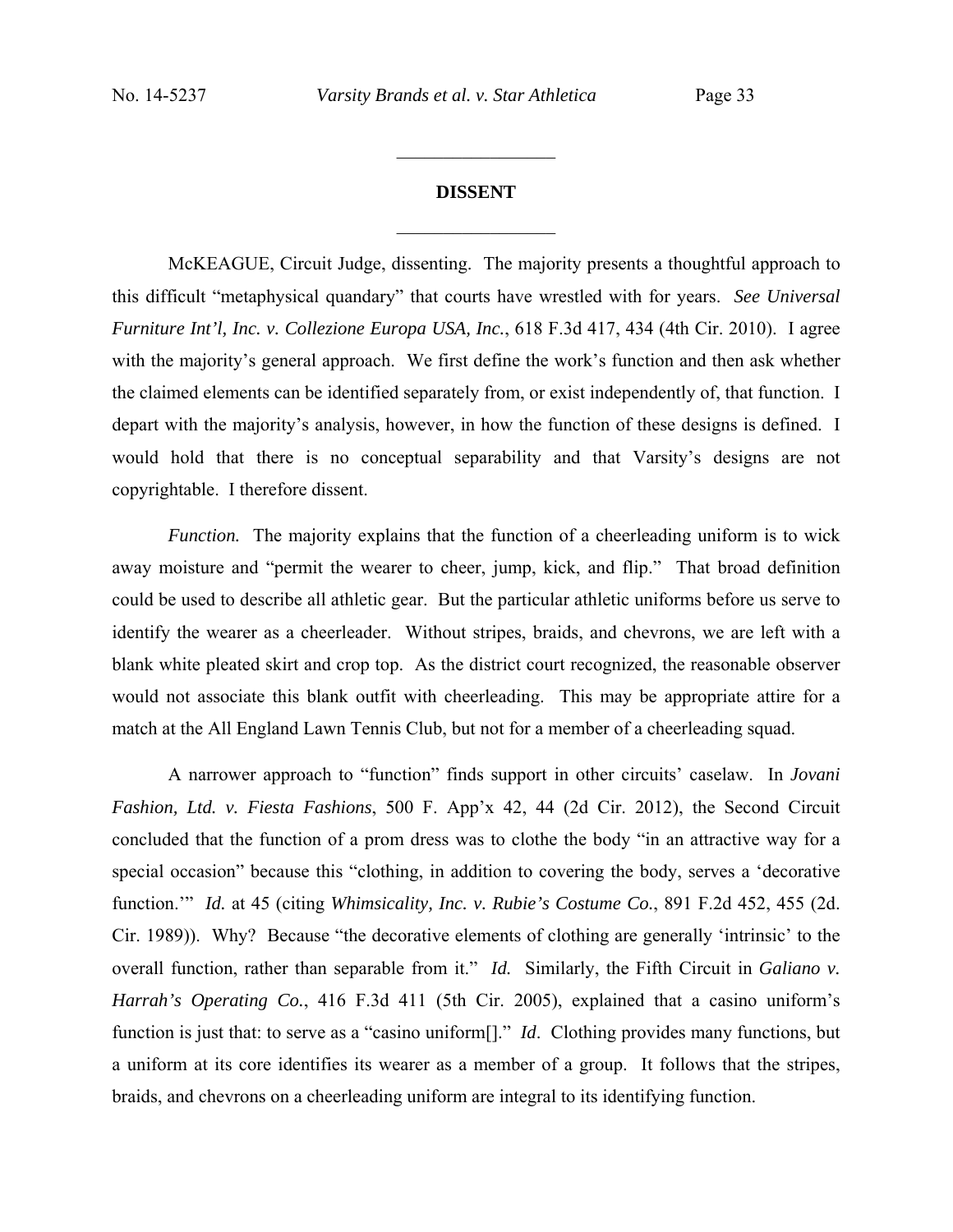## DISSENT

McKEAGUE, Circuit Judge, dissenting. The majority presents a thoughtful approach to this difficult "metaphysical quandary" that courts have wrestled with for years. *See Universal Furniture Int'l, Inc. v. Collezione Europa USA, Inc.*, 618 F.3d 417, 434 (4th Cir. 2010). I agree with the majority's general approach. We first define the work's function and then ask whether the claimed elements can be identified separately from, or exist independently of, that function. I depart with the majority's analysis, however, in how the function of these designs is defined. I would hold that there is no conceptual separability and that Varsity's designs are not copyrightable. I therefore dissent.

*Function.* The majority explains that the function of a cheerleading uniform is to wick away moisture and "permit the wearer to cheer, jump, kick, and flip." That broad definition could be used to describe all athletic gear. But the particular athletic uniforms before us serve to identify the wearer as a cheerleader. Without stripes, braids, and chevrons, we are left with a blank white pleated skirt and crop top. As the district court recognized, the reasonable observer would not associate this blank outfit with cheerleading. This may be appropriate attire for a match at the All England Lawn Tennis Club, but not for a member of a cheerleading squad.

A narrower approach to "function" finds support in other circuits' caselaw. In *Jovani Fashion, Ltd. v. Fiesta Fashions*, 500 F. App'x 42, 44 (2d Cir. 2012), the Second Circuit concluded that the function of a prom dress was to clothe the body "in an attractive way for a special occasion" because this "clothing, in addition to covering the body, serves a 'decorative function.'" *Id.* at 45 (citing *Whimsicality, Inc. v. Rubie's Costume Co.*, 891 F.2d 452, 455 (2d. Cir. 1989)). Why? Because "the decorative elements of clothing are generally 'intrinsic' to the overall function, rather than separable from it." *Id.* Similarly, the Fifth Circuit in *Galiano v. Harrah's Operating Co.*, 416 F.3d 411 (5th Cir. 2005), explained that a casino uniform's function is just that: to serve as a "casino uniform[]." *Id*. Clothing provides many functions, but a uniform at its core identifies its wearer as a member of a group. It follows that the stripes, braids, and chevrons on a cheerleading uniform are integral to its identifying function.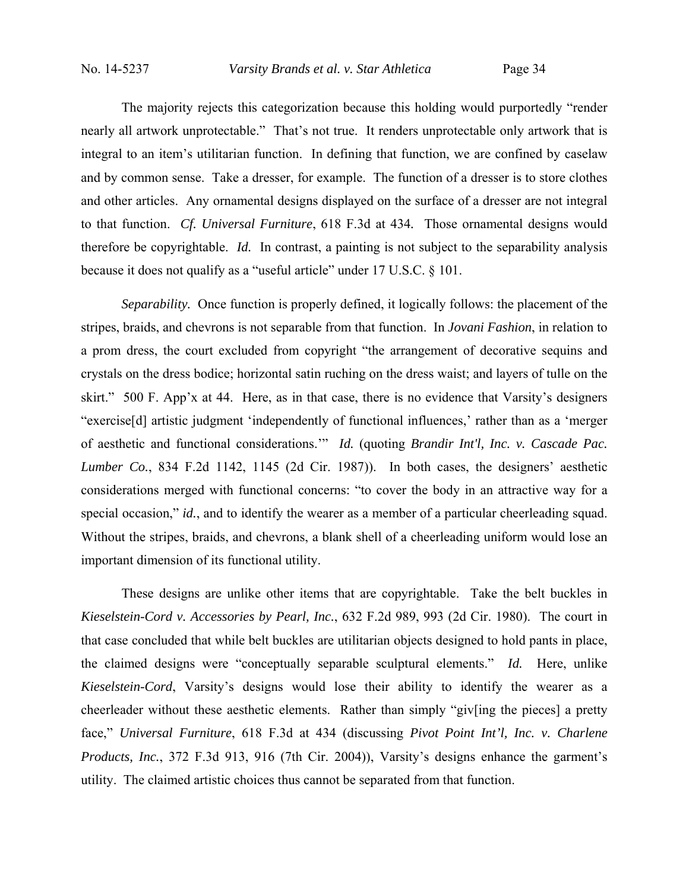The majority rejects this categorization because this holding would purportedly "render nearly all artwork unprotectable." That's not true. It renders unprotectable only artwork that is integral to an item's utilitarian function. In defining that function, we are confined by caselaw and by common sense. Take a dresser, for example. The function of a dresser is to store clothes and other articles. Any ornamental designs displayed on the surface of a dresser are not integral to that function. *Cf. Universal Furniture*, 618 F.3d at 434. Those ornamental designs would therefore be copyrightable. *Id.* In contrast, a painting is not subject to the separability analysis because it does not qualify as a "useful article" under 17 U.S.C. § 101.

*Separability.* Once function is properly defined, it logically follows: the placement of the stripes, braids, and chevrons is not separable from that function. In *Jovani Fashion*, in relation to a prom dress, the court excluded from copyright "the arrangement of decorative sequins and crystals on the dress bodice; horizontal satin ruching on the dress waist; and layers of tulle on the skirt." 500 F. App'x at 44. Here, as in that case, there is no evidence that Varsity's designers "exercise[d] artistic judgment 'independently of functional influences,' rather than as a 'merger of aesthetic and functional considerations.'" *Id.* (quoting *Brandir Int'l, Inc. v. Cascade Pac. Lumber Co.*, 834 F.2d 1142, 1145 (2d Cir. 1987)). In both cases, the designers' aesthetic considerations merged with functional concerns: "to cover the body in an attractive way for a special occasion," *id.*, and to identify the wearer as a member of a particular cheerleading squad. Without the stripes, braids, and chevrons, a blank shell of a cheerleading uniform would lose an important dimension of its functional utility.

These designs are unlike other items that are copyrightable. Take the belt buckles in *Kieselstein-Cord v. Accessories by Pearl, Inc.*, 632 F.2d 989, 993 (2d Cir. 1980). The court in that case concluded that while belt buckles are utilitarian objects designed to hold pants in place, the claimed designs were "conceptually separable sculptural elements." *Id.* Here, unlike *Kieselstein-Cord*, Varsity's designs would lose their ability to identify the wearer as a cheerleader without these aesthetic elements. Rather than simply "giv[ing the pieces] a pretty face," *Universal Furniture*, 618 F.3d at 434 (discussing *Pivot Point Int'l, Inc. v. Charlene Products, Inc.*, 372 F.3d 913, 916 (7th Cir. 2004)), Varsity's designs enhance the garment's utility. The claimed artistic choices thus cannot be separated from that function.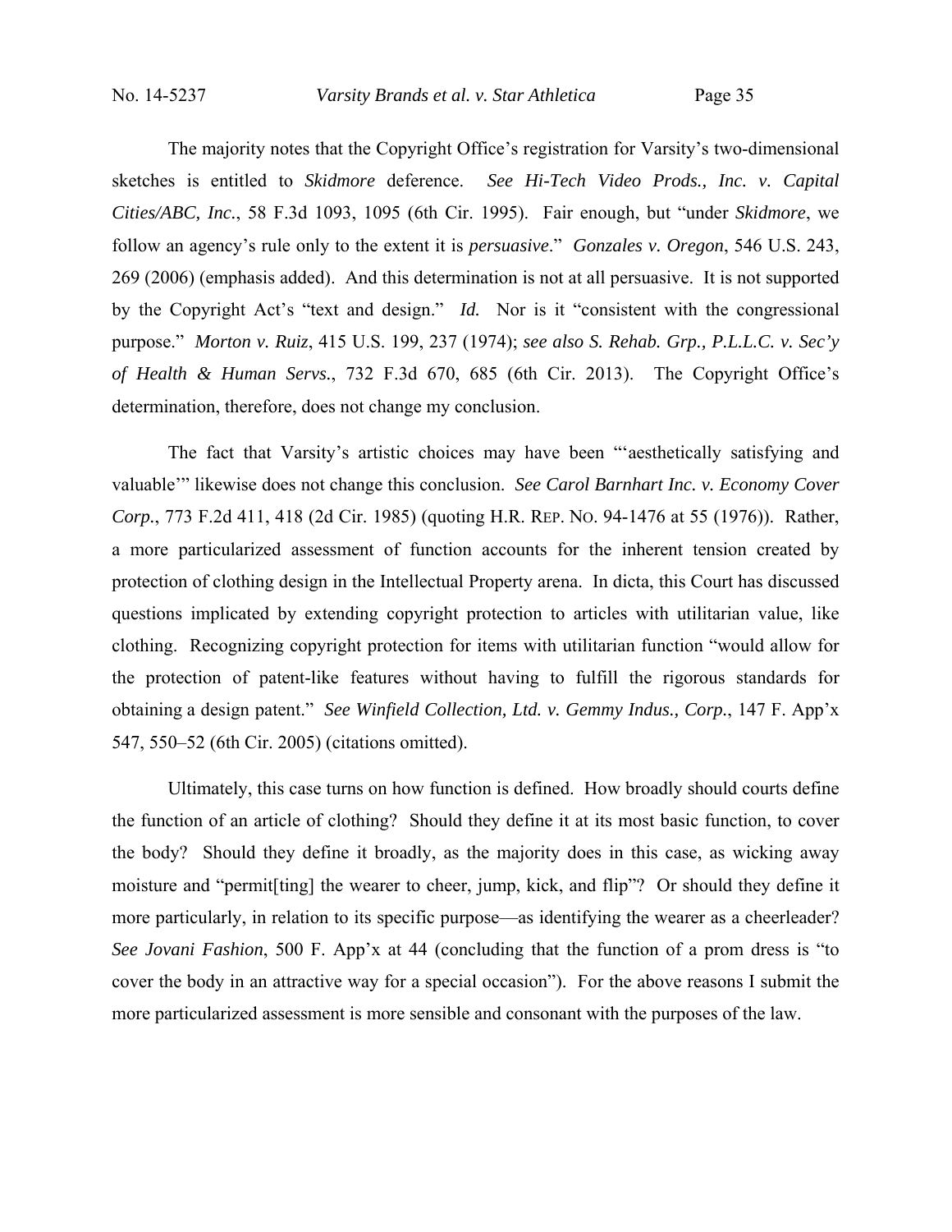The majority notes that the Copyright Office's registration for Varsity's two-dimensional sketches is entitled to *Skidmore* deference. *See Hi-Tech Video Prods., Inc. v. Capital Cities/ABC, Inc.*, 58 F.3d 1093, 1095 (6th Cir. 1995). Fair enough, but "under *Skidmore*, we follow an agency's rule only to the extent it is *persuasive*." *Gonzales v. Oregon*, 546 U.S. 243, 269 (2006) (emphasis added). And this determination is not at all persuasive. It is not supported by the Copyright Act's "text and design." *Id.* Nor is it "consistent with the congressional purpose." *Morton v. Ruiz*, 415 U.S. 199, 237 (1974); *see also S. Rehab. Grp., P.L.L.C. v. Sec'y of Health & Human Servs.*, 732 F.3d 670, 685 (6th Cir. 2013). The Copyright Office's determination, therefore, does not change my conclusion.

The fact that Varsity's artistic choices may have been "'aesthetically satisfying and valuable'" likewise does not change this conclusion. *See Carol Barnhart Inc. v. Economy Cover Corp.*, 773 F.2d 411, 418 (2d Cir. 1985) (quoting H.R. REP. NO. 94-1476 at 55 (1976)). Rather, a more particularized assessment of function accounts for the inherent tension created by protection of clothing design in the Intellectual Property arena. In dicta, this Court has discussed questions implicated by extending copyright protection to articles with utilitarian value, like clothing. Recognizing copyright protection for items with utilitarian function "would allow for the protection of patent-like features without having to fulfill the rigorous standards for obtaining a design patent." *See Winfield Collection, Ltd. v. Gemmy Indus., Corp.*, 147 F. App'x 547, 550–52 (6th Cir. 2005) (citations omitted).

Ultimately, this case turns on how function is defined. How broadly should courts define the function of an article of clothing? Should they define it at its most basic function, to cover the body? Should they define it broadly, as the majority does in this case, as wicking away moisture and "permit[ting] the wearer to cheer, jump, kick, and flip"? Or should they define it more particularly, in relation to its specific purpose—as identifying the wearer as a cheerleader? *See Jovani Fashion*, 500 F. App'x at 44 (concluding that the function of a prom dress is "to cover the body in an attractive way for a special occasion"). For the above reasons I submit the more particularized assessment is more sensible and consonant with the purposes of the law.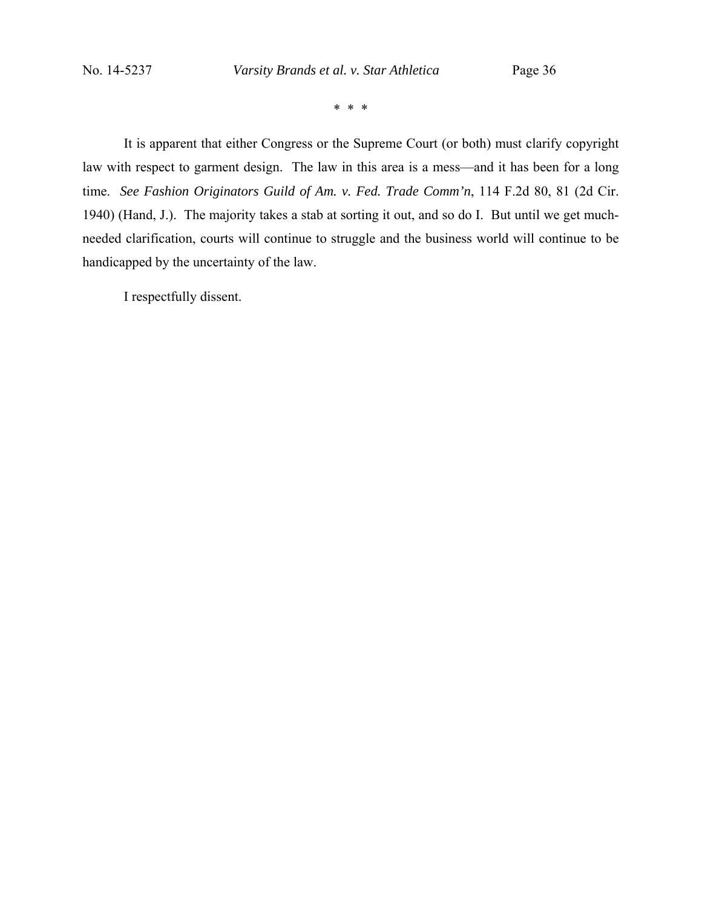\* \* \*

It is apparent that either Congress or the Supreme Court (or both) must clarify copyright law with respect to garment design. The law in this area is a mess—and it has been for a long time. *See Fashion Originators Guild of Am. v. Fed. Trade Comm'n*, 114 F.2d 80, 81 (2d Cir. 1940) (Hand, J.). The majority takes a stab at sorting it out, and so do I. But until we get much-needed clarification, courts will continue to struggle and the business world will continue to be handicapped by the uncertainty of the law.

I respectfully dissent.